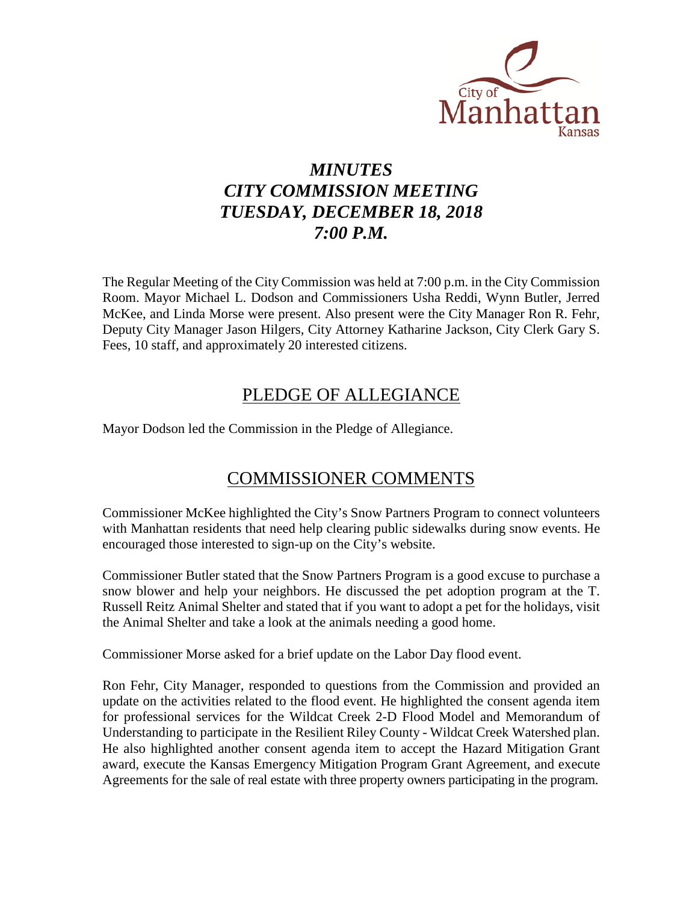# *MINUTES*
# *CITY COMMISSION MEETING*
# *TUESDAY, DECEMBER 18, 2018*
# *7:00 P.M.*

The Regular Meeting of the City Commission was held at 7:00 p.m. in the City Commission Room. Mayor Michael L. Dodson and Commissioners Usha Reddi, Wynn Butler, Jerred McKee, and Linda Morse were present. Also present were the City Manager Ron R. Fehr, Deputy City Manager Jason Hilgers, City Attorney Katharine Jackson, City Clerk Gary S. Fees, 10 staff, and approximately 20 interested citizens.

## PLEDGE OF ALLEGIANCE

Mayor Dodson led the Commission in the Pledge of Allegiance.

## COMMISSIONER COMMENTS

Commissioner McKee highlighted the City's Snow Partners Program to connect volunteers with Manhattan residents that need help clearing public sidewalks during snow events. He encouraged those interested to sign-up on the City's website.

Commissioner Butler stated that the Snow Partners Program is a good excuse to purchase a snow blower and help your neighbors. He discussed the pet adoption program at the T. Russell Reitz Animal Shelter and stated that if you want to adopt a pet for the holidays, visit the Animal Shelter and take a look at the animals needing a good home.

Commissioner Morse asked for a brief update on the Labor Day flood event.

Ron Fehr, City Manager, responded to questions from the Commission and provided an update on the activities related to the flood event. He highlighted the consent agenda item for professional services for the Wildcat Creek 2-D Flood Model and Memorandum of Understanding to participate in the Resilient Riley County - Wildcat Creek Watershed plan. He also highlighted another consent agenda item to accept the Hazard Mitigation Grant award, execute the Kansas Emergency Mitigation Program Grant Agreement, and execute Agreements for the sale of real estate with three property owners participating in the program.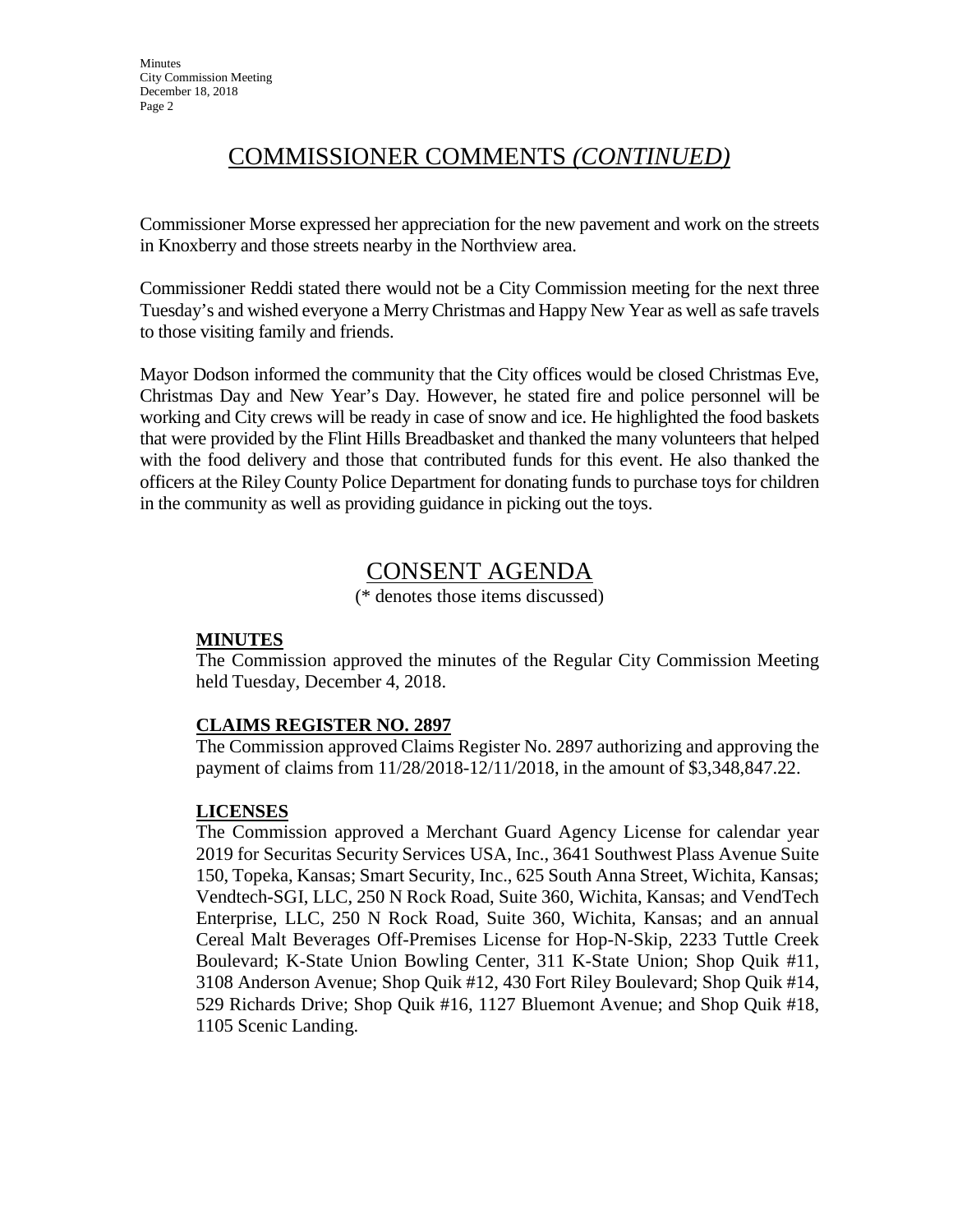## COMMISSIONER COMMENTS *(CONTINUED)*

Commissioner Morse expressed her appreciation for the new pavement and work on the streets in Knoxberry and those streets nearby in the Northview area.

Commissioner Reddi stated there would not be a City Commission meeting for the next three Tuesday's and wished everyone a Merry Christmas and Happy New Year as well as safe travels to those visiting family and friends.

Mayor Dodson informed the community that the City offices would be closed Christmas Eve, Christmas Day and New Year's Day. However, he stated fire and police personnel will be working and City crews will be ready in case of snow and ice. He highlighted the food baskets that were provided by the Flint Hills Breadbasket and thanked the many volunteers that helped with the food delivery and those that contributed funds for this event. He also thanked the officers at the Riley County Police Department for donating funds to purchase toys for children in the community as well as providing guidance in picking out the toys.

## CONSENT AGENDA

(* denotes those items discussed)

### MINUTES

The Commission approved the minutes of the Regular City Commission Meeting held Tuesday, December 4, 2018.

### CLAIMS REGISTER NO. 2897

The Commission approved Claims Register No. 2897 authorizing and approving the payment of claims from 11/28/2018-12/11/2018, in the amount of $3,348,847.22.

### LICENSES

The Commission approved a Merchant Guard Agency License for calendar year 2019 for Securitas Security Services USA, Inc., 3641 Southwest Plass Avenue Suite 150, Topeka, Kansas; Smart Security, Inc., 625 South Anna Street, Wichita, Kansas; Vendtech-SGI, LLC, 250 N Rock Road, Suite 360, Wichita, Kansas; and VendTech Enterprise, LLC, 250 N Rock Road, Suite 360, Wichita, Kansas; and an annual Cereal Malt Beverages Off-Premises License for Hop-N-Skip, 2233 Tuttle Creek Boulevard; K-State Union Bowling Center, 311 K-State Union; Shop Quik #11, 3108 Anderson Avenue; Shop Quik #12, 430 Fort Riley Boulevard; Shop Quik #14, 529 Richards Drive; Shop Quik #16, 1127 Bluemont Avenue; and Shop Quik #18, 1105 Scenic Landing.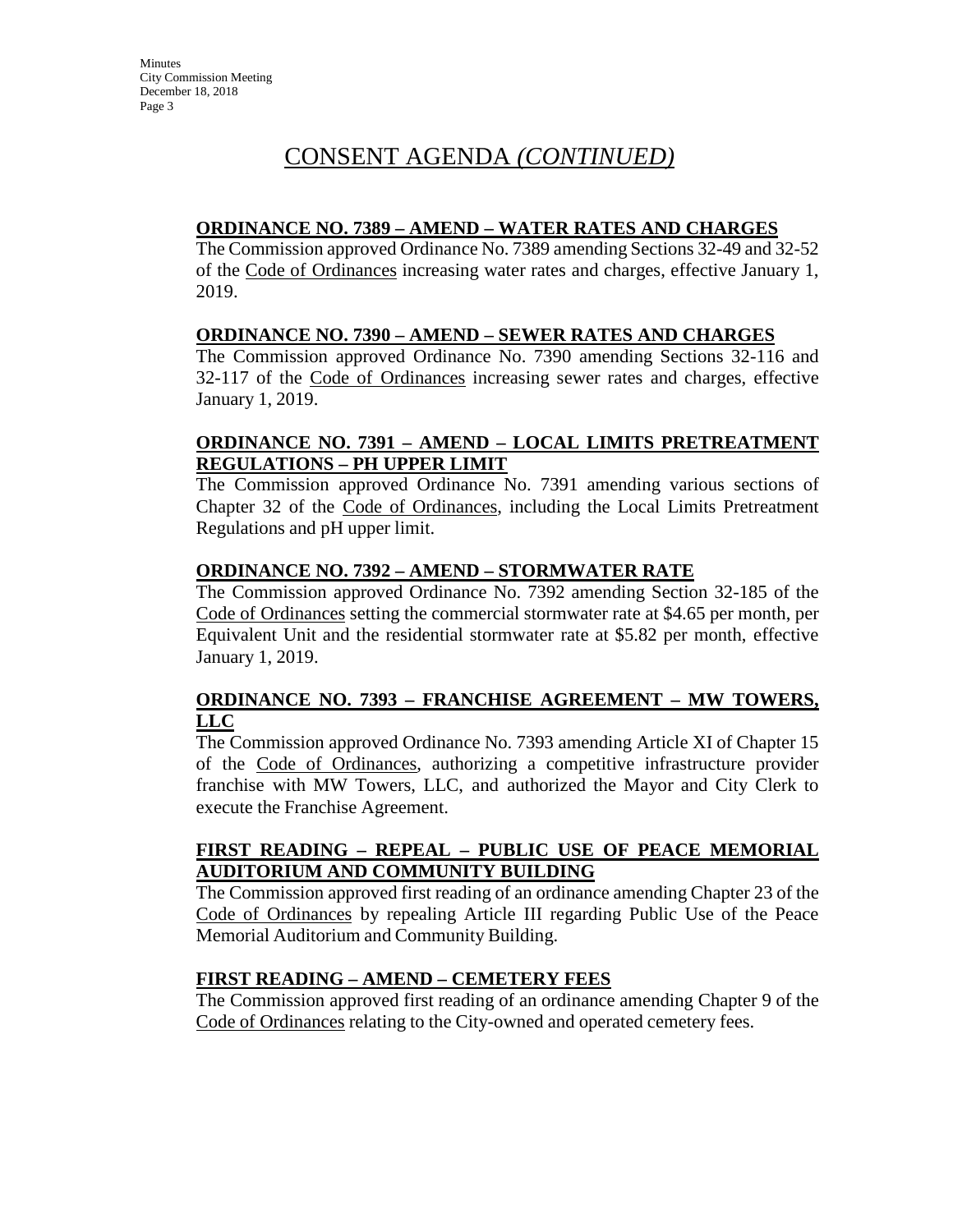# CONSENT AGENDA *(CONTINUED)*

**ORDINANCE NO. 7389 – AMEND – WATER RATES AND CHARGES**

The Commission approved Ordinance No. 7389 amending Sections 32-49 and 32-52 of the Code of Ordinances increasing water rates and charges, effective January 1, 2019.

**ORDINANCE NO. 7390 – AMEND – SEWER RATES AND CHARGES**

The Commission approved Ordinance No. 7390 amending Sections 32-116 and 32-117 of the Code of Ordinances increasing sewer rates and charges, effective January 1, 2019.

**ORDINANCE NO. 7391 – AMEND – LOCAL LIMITS PRETREATMENT REGULATIONS – PH UPPER LIMIT**

The Commission approved Ordinance No. 7391 amending various sections of Chapter 32 of the Code of Ordinances, including the Local Limits Pretreatment Regulations and pH upper limit.

**ORDINANCE NO. 7392 – AMEND – STORMWATER RATE**

The Commission approved Ordinance No. 7392 amending Section 32-185 of the Code of Ordinances setting the commercial stormwater rate at $4.65 per month, per Equivalent Unit and the residential stormwater rate at $5.82 per month, effective January 1, 2019.

**ORDINANCE NO. 7393 – FRANCHISE AGREEMENT – MW TOWERS, LLC**

The Commission approved Ordinance No. 7393 amending Article XI of Chapter 15 of the Code of Ordinances, authorizing a competitive infrastructure provider franchise with MW Towers, LLC, and authorized the Mayor and City Clerk to execute the Franchise Agreement.

**FIRST READING – REPEAL – PUBLIC USE OF PEACE MEMORIAL AUDITORIUM AND COMMUNITY BUILDING**

The Commission approved first reading of an ordinance amending Chapter 23 of the Code of Ordinances by repealing Article III regarding Public Use of the Peace Memorial Auditorium and Community Building.

**FIRST READING – AMEND – CEMETERY FEES**

The Commission approved first reading of an ordinance amending Chapter 9 of the Code of Ordinances relating to the City-owned and operated cemetery fees.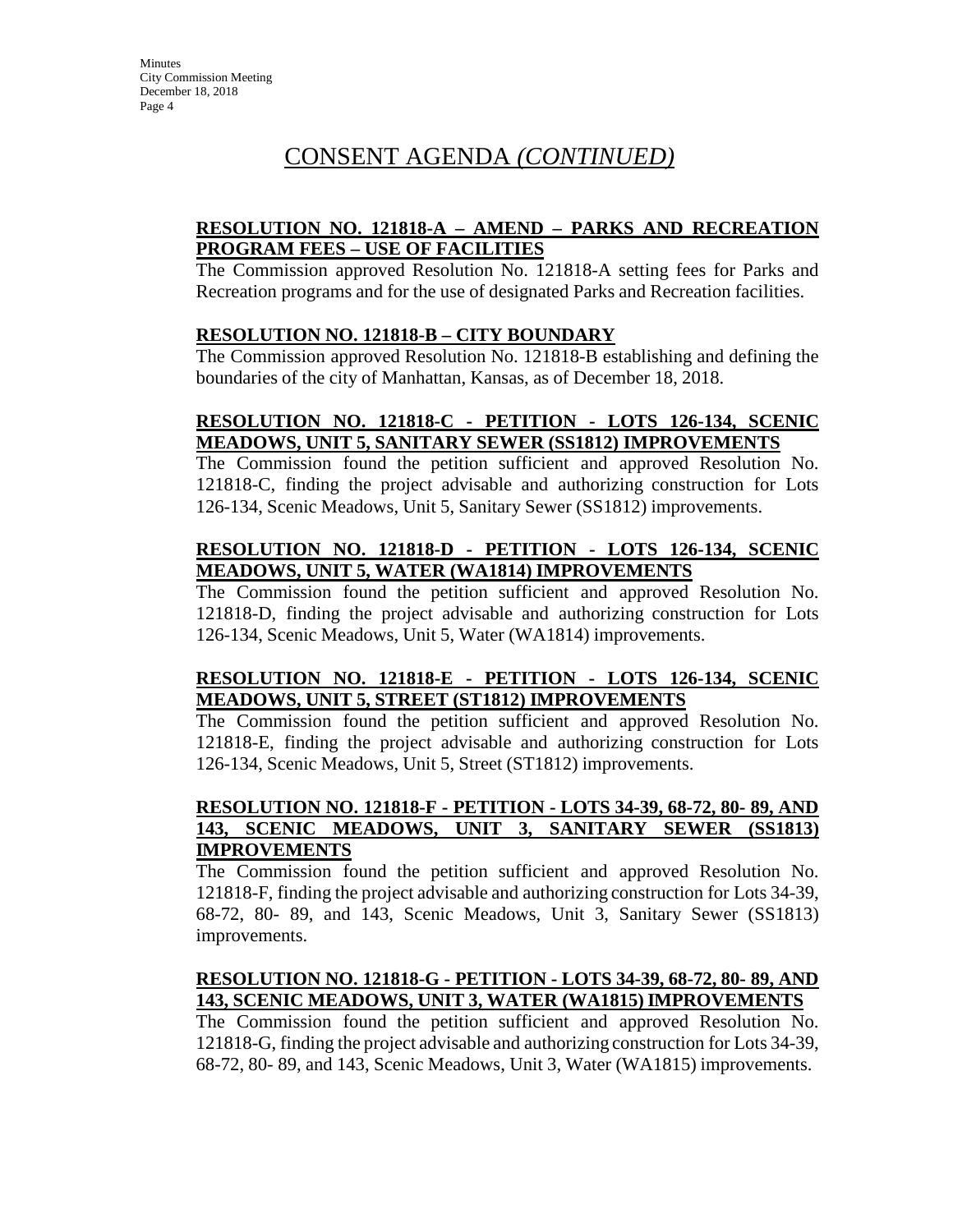# CONSENT AGENDA *(CONTINUED)*

**RESOLUTION NO. 121818-A – AMEND – PARKS AND RECREATION PROGRAM FEES – USE OF FACILITIES**

The Commission approved Resolution No. 121818-A setting fees for Parks and Recreation programs and for the use of designated Parks and Recreation facilities.

**RESOLUTION NO. 121818-B – CITY BOUNDARY**

The Commission approved Resolution No. 121818-B establishing and defining the boundaries of the city of Manhattan, Kansas, as of December 18, 2018.

**RESOLUTION NO. 121818-C - PETITION - LOTS 126-134, SCENIC MEADOWS, UNIT 5, SANITARY SEWER (SS1812) IMPROVEMENTS**

The Commission found the petition sufficient and approved Resolution No. 121818-C, finding the project advisable and authorizing construction for Lots 126-134, Scenic Meadows, Unit 5, Sanitary Sewer (SS1812) improvements.

**RESOLUTION NO. 121818-D - PETITION - LOTS 126-134, SCENIC MEADOWS, UNIT 5, WATER (WA1814) IMPROVEMENTS**

The Commission found the petition sufficient and approved Resolution No. 121818-D, finding the project advisable and authorizing construction for Lots 126-134, Scenic Meadows, Unit 5, Water (WA1814) improvements.

**RESOLUTION NO. 121818-E - PETITION - LOTS 126-134, SCENIC MEADOWS, UNIT 5, STREET (ST1812) IMPROVEMENTS**

The Commission found the petition sufficient and approved Resolution No. 121818-E, finding the project advisable and authorizing construction for Lots 126-134, Scenic Meadows, Unit 5, Street (ST1812) improvements.

**RESOLUTION NO. 121818-F - PETITION - LOTS 34-39, 68-72, 80- 89, AND 143, SCENIC MEADOWS, UNIT 3, SANITARY SEWER (SS1813) IMPROVEMENTS**

The Commission found the petition sufficient and approved Resolution No. 121818-F, finding the project advisable and authorizing construction for Lots 34-39, 68-72, 80- 89, and 143, Scenic Meadows, Unit 3, Sanitary Sewer (SS1813) improvements.

**RESOLUTION NO. 121818-G - PETITION - LOTS 34-39, 68-72, 80- 89, AND 143, SCENIC MEADOWS, UNIT 3, WATER (WA1815) IMPROVEMENTS**

The Commission found the petition sufficient and approved Resolution No. 121818-G, finding the project advisable and authorizing construction for Lots 34-39, 68-72, 80- 89, and 143, Scenic Meadows, Unit 3, Water (WA1815) improvements.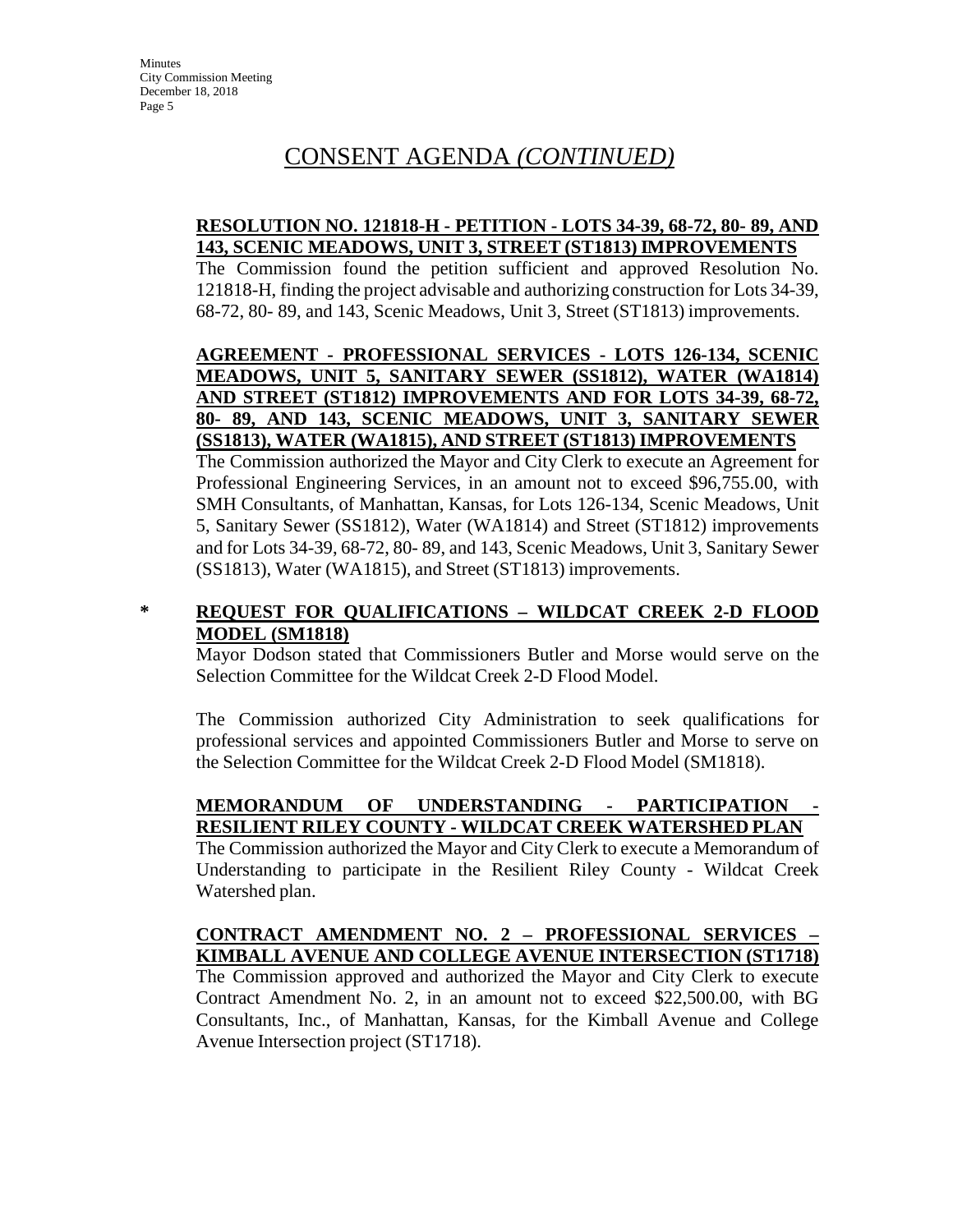# CONSENT AGENDA *(CONTINUED)*

**RESOLUTION NO. 121818-H - PETITION - LOTS 34-39, 68-72, 80- 89, AND 143, SCENIC MEADOWS, UNIT 3, STREET (ST1813) IMPROVEMENTS**

The Commission found the petition sufficient and approved Resolution No. 121818-H, finding the project advisable and authorizing construction for Lots 34-39, 68-72, 80- 89, and 143, Scenic Meadows, Unit 3, Street (ST1813) improvements.

**AGREEMENT - PROFESSIONAL SERVICES - LOTS 126-134, SCENIC MEADOWS, UNIT 5, SANITARY SEWER (SS1812), WATER (WA1814) AND STREET (ST1812) IMPROVEMENTS AND FOR LOTS 34-39, 68-72, 80- 89, AND 143, SCENIC MEADOWS, UNIT 3, SANITARY SEWER (SS1813), WATER (WA1815), AND STREET (ST1813) IMPROVEMENTS**

The Commission authorized the Mayor and City Clerk to execute an Agreement for Professional Engineering Services, in an amount not to exceed $96,755.00, with SMH Consultants, of Manhattan, Kansas, for Lots 126-134, Scenic Meadows, Unit 5, Sanitary Sewer (SS1812), Water (WA1814) and Street (ST1812) improvements and for Lots 34-39, 68-72, 80- 89, and 143, Scenic Meadows, Unit 3, Sanitary Sewer (SS1813), Water (WA1815), and Street (ST1813) improvements.

\* **REQUEST FOR QUALIFICATIONS – WILDCAT CREEK 2-D FLOOD MODEL (SM1818)**

Mayor Dodson stated that Commissioners Butler and Morse would serve on the Selection Committee for the Wildcat Creek 2-D Flood Model.

The Commission authorized City Administration to seek qualifications for professional services and appointed Commissioners Butler and Morse to serve on the Selection Committee for the Wildcat Creek 2-D Flood Model (SM1818).

**MEMORANDUM OF UNDERSTANDING - PARTICIPATION - RESILIENT RILEY COUNTY - WILDCAT CREEK WATERSHED PLAN**

The Commission authorized the Mayor and City Clerk to execute a Memorandum of Understanding to participate in the Resilient Riley County - Wildcat Creek Watershed plan.

**CONTRACT AMENDMENT NO. 2 – PROFESSIONAL SERVICES – KIMBALL AVENUE AND COLLEGE AVENUE INTERSECTION (ST1718)**

The Commission approved and authorized the Mayor and City Clerk to execute Contract Amendment No. 2, in an amount not to exceed $22,500.00, with BG Consultants, Inc., of Manhattan, Kansas, for the Kimball Avenue and College Avenue Intersection project (ST1718).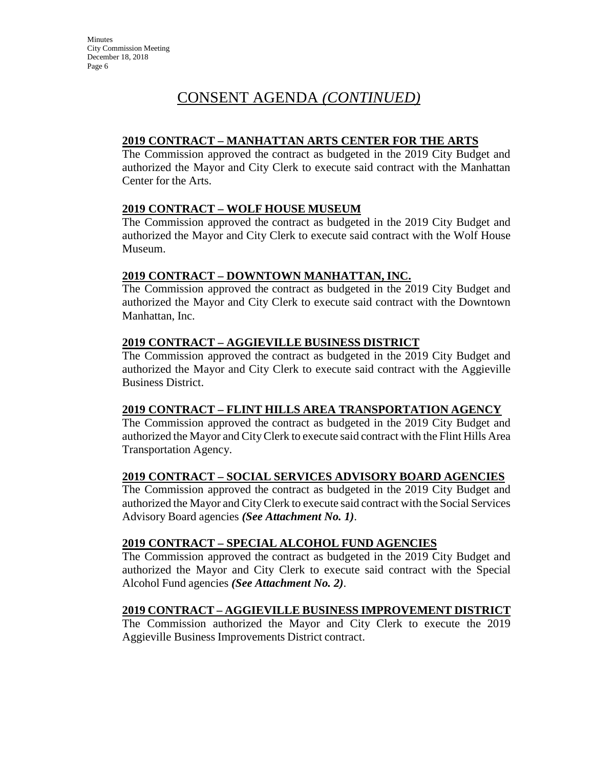# CONSENT AGENDA *(CONTINUED)*

## 2019 CONTRACT – MANHATTAN ARTS CENTER FOR THE ARTS

The Commission approved the contract as budgeted in the 2019 City Budget and authorized the Mayor and City Clerk to execute said contract with the Manhattan Center for the Arts.

## 2019 CONTRACT – WOLF HOUSE MUSEUM

The Commission approved the contract as budgeted in the 2019 City Budget and authorized the Mayor and City Clerk to execute said contract with the Wolf House Museum.

## 2019 CONTRACT – DOWNTOWN MANHATTAN, INC.

The Commission approved the contract as budgeted in the 2019 City Budget and authorized the Mayor and City Clerk to execute said contract with the Downtown Manhattan, Inc.

## 2019 CONTRACT – AGGIEVILLE BUSINESS DISTRICT

The Commission approved the contract as budgeted in the 2019 City Budget and authorized the Mayor and City Clerk to execute said contract with the Aggieville Business District.

## 2019 CONTRACT – FLINT HILLS AREA TRANSPORTATION AGENCY

The Commission approved the contract as budgeted in the 2019 City Budget and authorized the Mayor and City Clerk to execute said contract with the Flint Hills Area Transportation Agency.

## 2019 CONTRACT – SOCIAL SERVICES ADVISORY BOARD AGENCIES

The Commission approved the contract as budgeted in the 2019 City Budget and authorized the Mayor and City Clerk to execute said contract with the Social Services Advisory Board agencies ***(See Attachment No. 1)***.

## 2019 CONTRACT – SPECIAL ALCOHOL FUND AGENCIES

The Commission approved the contract as budgeted in the 2019 City Budget and authorized the Mayor and City Clerk to execute said contract with the Special Alcohol Fund agencies ***(See Attachment No. 2)***.

## 2019 CONTRACT – AGGIEVILLE BUSINESS IMPROVEMENT DISTRICT

The Commission authorized the Mayor and City Clerk to execute the 2019 Aggieville Business Improvements District contract.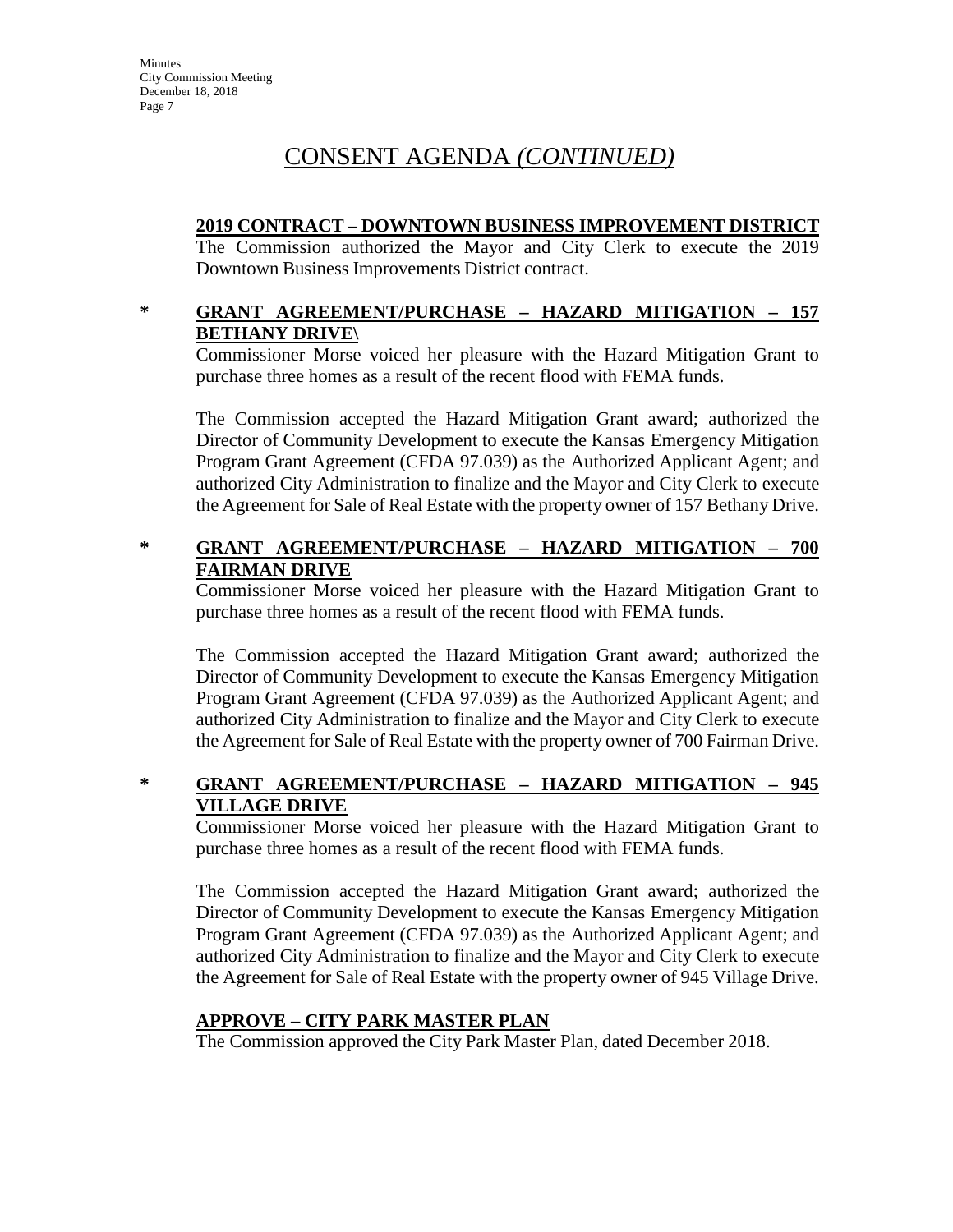# CONSENT AGENDA *(CONTINUED)*

**2019 CONTRACT – DOWNTOWN BUSINESS IMPROVEMENT DISTRICT**

The Commission authorized the Mayor and City Clerk to execute the 2019 Downtown Business Improvements District contract.

\* **GRANT AGREEMENT/PURCHASE – HAZARD MITIGATION – 157 BETHANY DRIVE\\**

Commissioner Morse voiced her pleasure with the Hazard Mitigation Grant to purchase three homes as a result of the recent flood with FEMA funds.

The Commission accepted the Hazard Mitigation Grant award; authorized the Director of Community Development to execute the Kansas Emergency Mitigation Program Grant Agreement (CFDA 97.039) as the Authorized Applicant Agent; and authorized City Administration to finalize and the Mayor and City Clerk to execute the Agreement for Sale of Real Estate with the property owner of 157 Bethany Drive.

\* **GRANT AGREEMENT/PURCHASE – HAZARD MITIGATION – 700 FAIRMAN DRIVE**

Commissioner Morse voiced her pleasure with the Hazard Mitigation Grant to purchase three homes as a result of the recent flood with FEMA funds.

The Commission accepted the Hazard Mitigation Grant award; authorized the Director of Community Development to execute the Kansas Emergency Mitigation Program Grant Agreement (CFDA 97.039) as the Authorized Applicant Agent; and authorized City Administration to finalize and the Mayor and City Clerk to execute the Agreement for Sale of Real Estate with the property owner of 700 Fairman Drive.

\* **GRANT AGREEMENT/PURCHASE – HAZARD MITIGATION – 945 VILLAGE DRIVE**

Commissioner Morse voiced her pleasure with the Hazard Mitigation Grant to purchase three homes as a result of the recent flood with FEMA funds.

The Commission accepted the Hazard Mitigation Grant award; authorized the Director of Community Development to execute the Kansas Emergency Mitigation Program Grant Agreement (CFDA 97.039) as the Authorized Applicant Agent; and authorized City Administration to finalize and the Mayor and City Clerk to execute the Agreement for Sale of Real Estate with the property owner of 945 Village Drive.

**APPROVE – CITY PARK MASTER PLAN**

The Commission approved the City Park Master Plan, dated December 2018.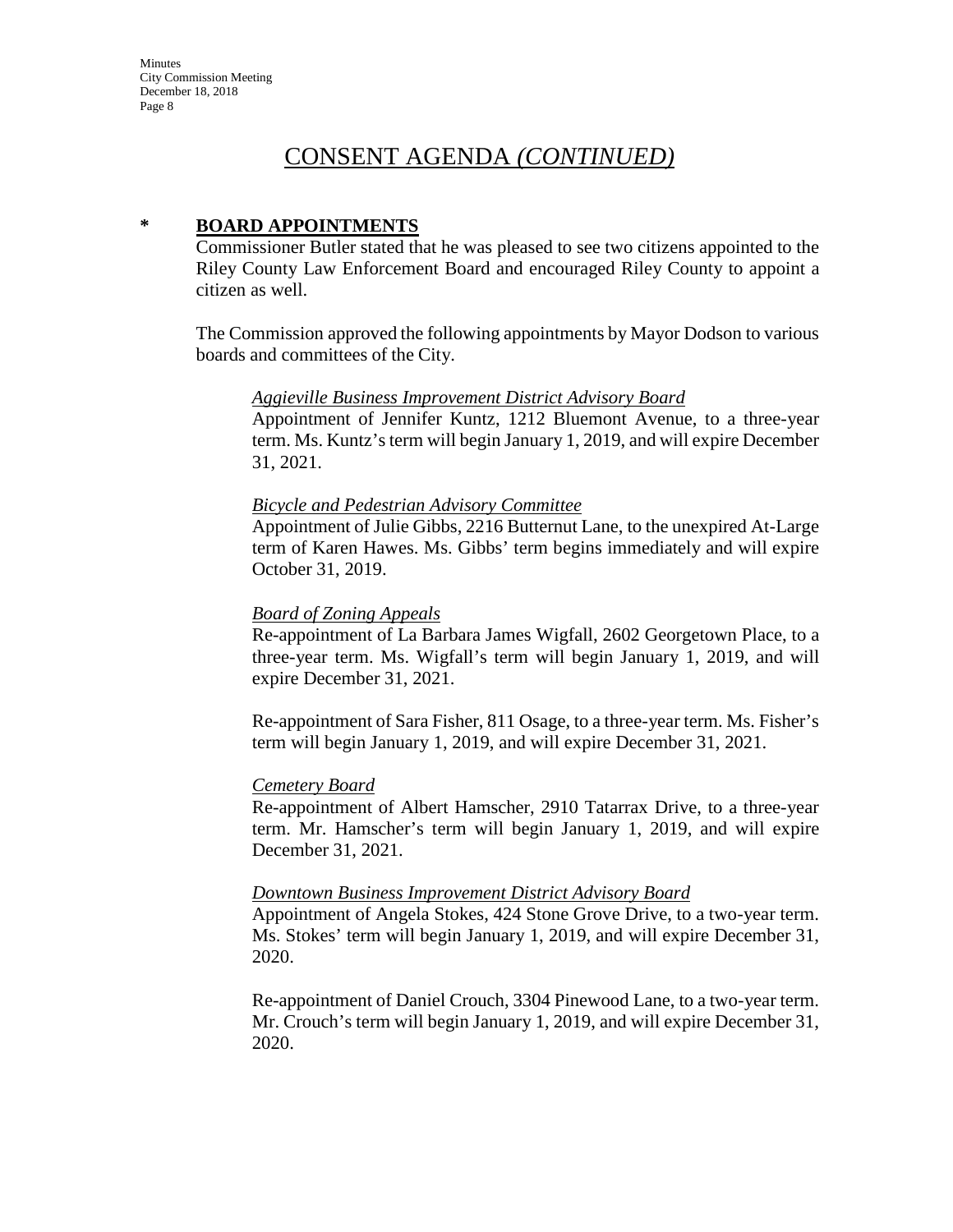# CONSENT AGENDA *(CONTINUED)*

## * BOARD APPOINTMENTS

Commissioner Butler stated that he was pleased to see two citizens appointed to the Riley County Law Enforcement Board and encouraged Riley County to appoint a citizen as well.

The Commission approved the following appointments by Mayor Dodson to various boards and committees of the City.

*Aggieville Business Improvement District Advisory Board*

Appointment of Jennifer Kuntz, 1212 Bluemont Avenue, to a three-year term. Ms. Kuntz's term will begin January 1, 2019, and will expire December 31, 2021.

*Bicycle and Pedestrian Advisory Committee*

Appointment of Julie Gibbs, 2216 Butternut Lane, to the unexpired At-Large term of Karen Hawes. Ms. Gibbs' term begins immediately and will expire October 31, 2019.

*Board of Zoning Appeals*

Re-appointment of La Barbara James Wigfall, 2602 Georgetown Place, to a three-year term. Ms. Wigfall's term will begin January 1, 2019, and will expire December 31, 2021.

Re-appointment of Sara Fisher, 811 Osage, to a three-year term. Ms. Fisher's term will begin January 1, 2019, and will expire December 31, 2021.

*Cemetery Board*

Re-appointment of Albert Hamscher, 2910 Tatarrax Drive, to a three-year term. Mr. Hamscher's term will begin January 1, 2019, and will expire December 31, 2021.

*Downtown Business Improvement District Advisory Board*

Appointment of Angela Stokes, 424 Stone Grove Drive, to a two-year term. Ms. Stokes' term will begin January 1, 2019, and will expire December 31, 2020.

Re-appointment of Daniel Crouch, 3304 Pinewood Lane, to a two-year term. Mr. Crouch's term will begin January 1, 2019, and will expire December 31, 2020.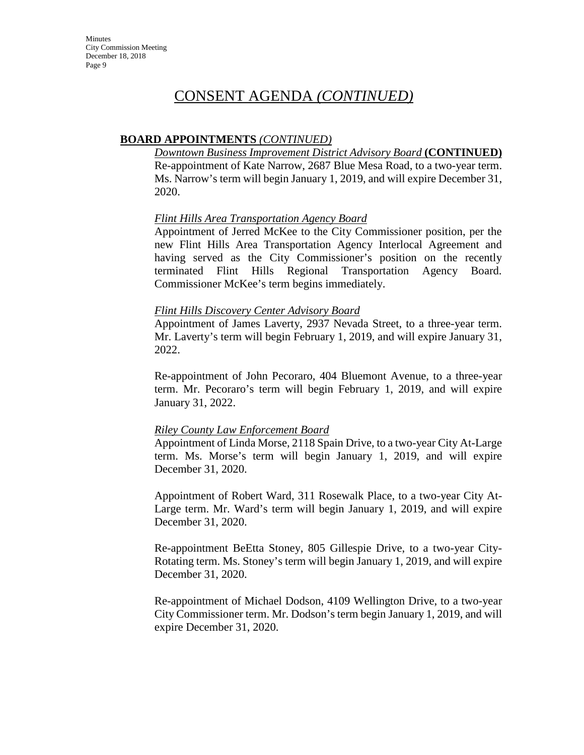# CONSENT AGENDA *(CONTINUED)*

**BOARD APPOINTMENTS** *(CONTINUED)*

*Downtown Business Improvement District Advisory Board* **(CONTINUED)**
Re-appointment of Kate Narrow, 2687 Blue Mesa Road, to a two-year term. Ms. Narrow's term will begin January 1, 2019, and will expire December 31, 2020.

*Flint Hills Area Transportation Agency Board*
Appointment of Jerred McKee to the City Commissioner position, per the new Flint Hills Area Transportation Agency Interlocal Agreement and having served as the City Commissioner's position on the recently terminated Flint Hills Regional Transportation Agency Board. Commissioner McKee's term begins immediately.

*Flint Hills Discovery Center Advisory Board*
Appointment of James Laverty, 2937 Nevada Street, to a three-year term. Mr. Laverty's term will begin February 1, 2019, and will expire January 31, 2022.

Re-appointment of John Pecoraro, 404 Bluemont Avenue, to a three-year term. Mr. Pecoraro's term will begin February 1, 2019, and will expire January 31, 2022.

*Riley County Law Enforcement Board*
Appointment of Linda Morse, 2118 Spain Drive, to a two-year City At-Large term. Ms. Morse's term will begin January 1, 2019, and will expire December 31, 2020.

Appointment of Robert Ward, 311 Rosewalk Place, to a two-year City At-Large term. Mr. Ward's term will begin January 1, 2019, and will expire December 31, 2020.

Re-appointment BeEtta Stoney, 805 Gillespie Drive, to a two-year City-Rotating term. Ms. Stoney's term will begin January 1, 2019, and will expire December 31, 2020.

Re-appointment of Michael Dodson, 4109 Wellington Drive, to a two-year City Commissioner term. Mr. Dodson's term begin January 1, 2019, and will expire December 31, 2020.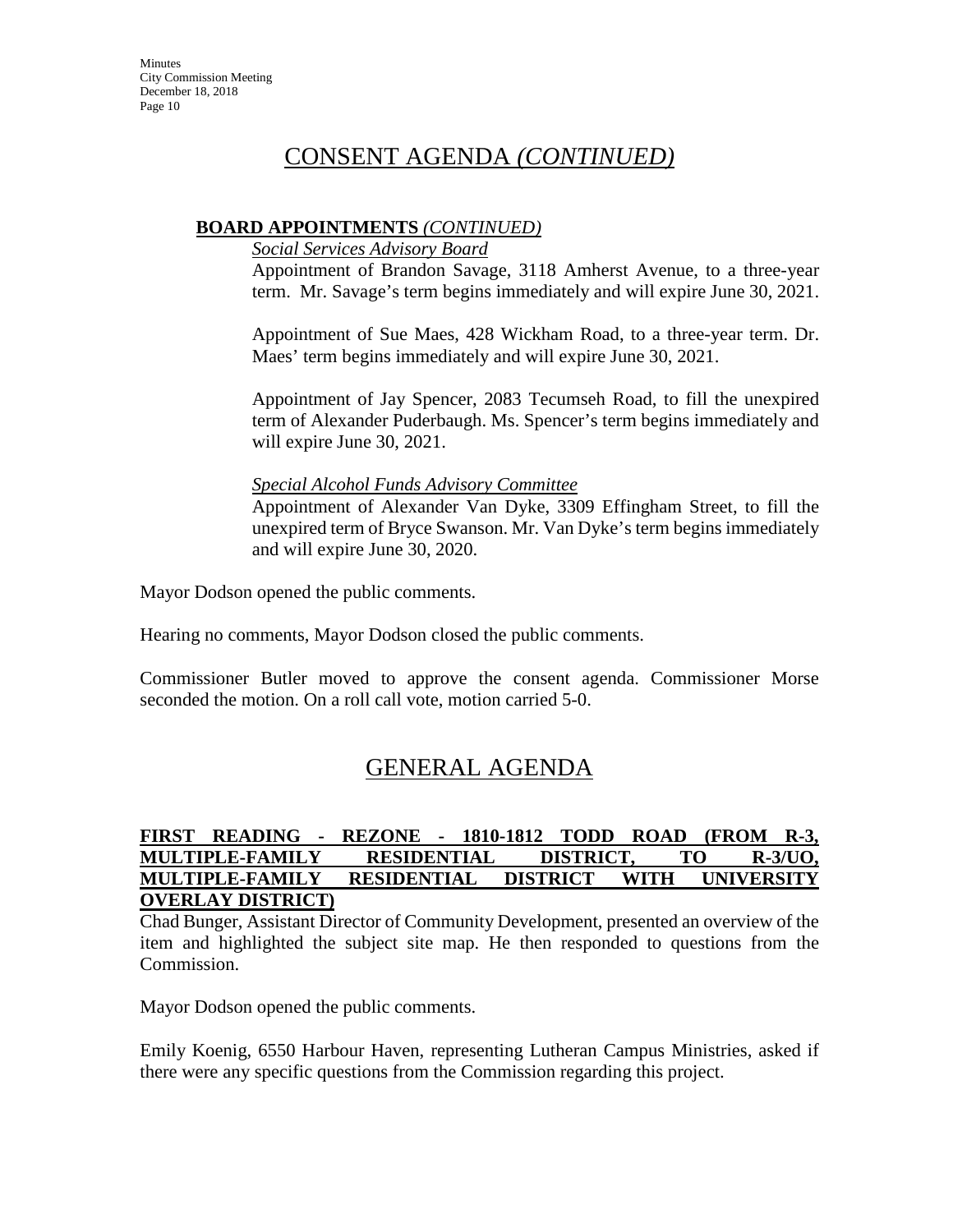# CONSENT AGENDA *(CONTINUED)*

**BOARD APPOINTMENTS** *(CONTINUED)*

*Social Services Advisory Board*

Appointment of Brandon Savage, 3118 Amherst Avenue, to a three-year term. Mr. Savage's term begins immediately and will expire June 30, 2021.

Appointment of Sue Maes, 428 Wickham Road, to a three-year term. Dr. Maes' term begins immediately and will expire June 30, 2021.

Appointment of Jay Spencer, 2083 Tecumseh Road, to fill the unexpired term of Alexander Puderbaugh. Ms. Spencer's term begins immediately and will expire June 30, 2021.

*Special Alcohol Funds Advisory Committee*

Appointment of Alexander Van Dyke, 3309 Effingham Street, to fill the unexpired term of Bryce Swanson. Mr. Van Dyke's term begins immediately and will expire June 30, 2020.

Mayor Dodson opened the public comments.

Hearing no comments, Mayor Dodson closed the public comments.

Commissioner Butler moved to approve the consent agenda. Commissioner Morse seconded the motion. On a roll call vote, motion carried 5-0.

# GENERAL AGENDA

**FIRST READING - REZONE - 1810-1812 TODD ROAD (FROM R-3, MULTIPLE-FAMILY RESIDENTIAL DISTRICT, TO R-3/UO, MULTIPLE-FAMILY RESIDENTIAL DISTRICT WITH UNIVERSITY OVERLAY DISTRICT)**

Chad Bunger, Assistant Director of Community Development, presented an overview of the item and highlighted the subject site map. He then responded to questions from the Commission.

Mayor Dodson opened the public comments.

Emily Koenig, 6550 Harbour Haven, representing Lutheran Campus Ministries, asked if there were any specific questions from the Commission regarding this project.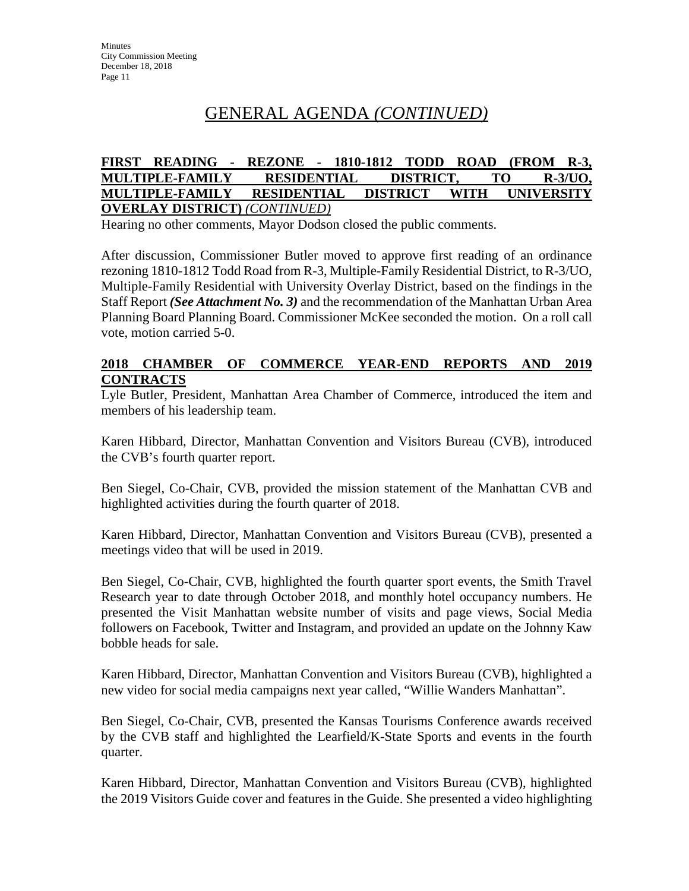# GENERAL AGENDA *(CONTINUED)*

**FIRST READING - REZONE - 1810-1812 TODD ROAD (FROM R-3, MULTIPLE-FAMILY RESIDENTIAL DISTRICT, TO R-3/UO, MULTIPLE-FAMILY RESIDENTIAL DISTRICT WITH UNIVERSITY OVERLAY DISTRICT)** *(CONTINUED)*

Hearing no other comments, Mayor Dodson closed the public comments.

After discussion, Commissioner Butler moved to approve first reading of an ordinance rezoning 1810-1812 Todd Road from R-3, Multiple-Family Residential District, to R-3/UO, Multiple-Family Residential with University Overlay District, based on the findings in the Staff Report ***(See Attachment No. 3)*** and the recommendation of the Manhattan Urban Area Planning Board Planning Board. Commissioner McKee seconded the motion. On a roll call vote, motion carried 5-0.

**2018 CHAMBER OF COMMERCE YEAR-END REPORTS AND 2019 CONTRACTS**

Lyle Butler, President, Manhattan Area Chamber of Commerce, introduced the item and members of his leadership team.

Karen Hibbard, Director, Manhattan Convention and Visitors Bureau (CVB), introduced the CVB's fourth quarter report.

Ben Siegel, Co-Chair, CVB, provided the mission statement of the Manhattan CVB and highlighted activities during the fourth quarter of 2018.

Karen Hibbard, Director, Manhattan Convention and Visitors Bureau (CVB), presented a meetings video that will be used in 2019.

Ben Siegel, Co-Chair, CVB, highlighted the fourth quarter sport events, the Smith Travel Research year to date through October 2018, and monthly hotel occupancy numbers. He presented the Visit Manhattan website number of visits and page views, Social Media followers on Facebook, Twitter and Instagram, and provided an update on the Johnny Kaw bobble heads for sale.

Karen Hibbard, Director, Manhattan Convention and Visitors Bureau (CVB), highlighted a new video for social media campaigns next year called, "Willie Wanders Manhattan".

Ben Siegel, Co-Chair, CVB, presented the Kansas Tourisms Conference awards received by the CVB staff and highlighted the Learfield/K-State Sports and events in the fourth quarter.

Karen Hibbard, Director, Manhattan Convention and Visitors Bureau (CVB), highlighted the 2019 Visitors Guide cover and features in the Guide. She presented a video highlighting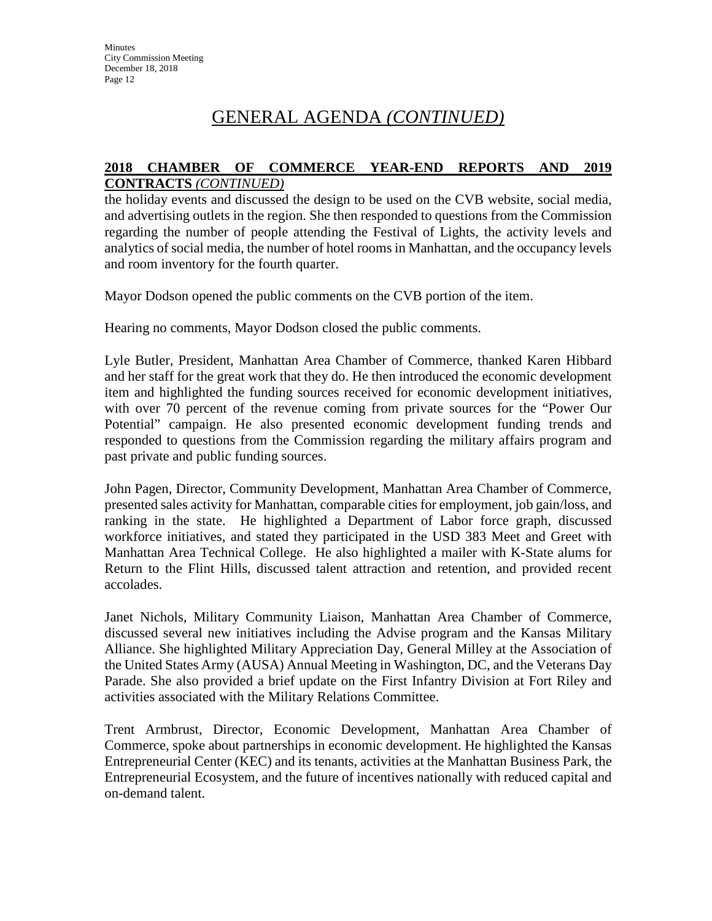# GENERAL AGENDA *(CONTINUED)*

**2018 CHAMBER OF COMMERCE YEAR-END REPORTS AND 2019 CONTRACTS** *(CONTINUED)*

the holiday events and discussed the design to be used on the CVB website, social media, and advertising outlets in the region. She then responded to questions from the Commission regarding the number of people attending the Festival of Lights, the activity levels and analytics of social media, the number of hotel rooms in Manhattan, and the occupancy levels and room inventory for the fourth quarter.

Mayor Dodson opened the public comments on the CVB portion of the item.

Hearing no comments, Mayor Dodson closed the public comments.

Lyle Butler, President, Manhattan Area Chamber of Commerce, thanked Karen Hibbard and her staff for the great work that they do. He then introduced the economic development item and highlighted the funding sources received for economic development initiatives, with over 70 percent of the revenue coming from private sources for the "Power Our Potential" campaign. He also presented economic development funding trends and responded to questions from the Commission regarding the military affairs program and past private and public funding sources.

John Pagen, Director, Community Development, Manhattan Area Chamber of Commerce, presented sales activity for Manhattan, comparable cities for employment, job gain/loss, and ranking in the state. He highlighted a Department of Labor force graph, discussed workforce initiatives, and stated they participated in the USD 383 Meet and Greet with Manhattan Area Technical College. He also highlighted a mailer with K-State alums for Return to the Flint Hills, discussed talent attraction and retention, and provided recent accolades.

Janet Nichols, Military Community Liaison, Manhattan Area Chamber of Commerce, discussed several new initiatives including the Advise program and the Kansas Military Alliance. She highlighted Military Appreciation Day, General Milley at the Association of the United States Army (AUSA) Annual Meeting in Washington, DC, and the Veterans Day Parade. She also provided a brief update on the First Infantry Division at Fort Riley and activities associated with the Military Relations Committee.

Trent Armbrust, Director, Economic Development, Manhattan Area Chamber of Commerce, spoke about partnerships in economic development. He highlighted the Kansas Entrepreneurial Center (KEC) and its tenants, activities at the Manhattan Business Park, the Entrepreneurial Ecosystem, and the future of incentives nationally with reduced capital and on-demand talent.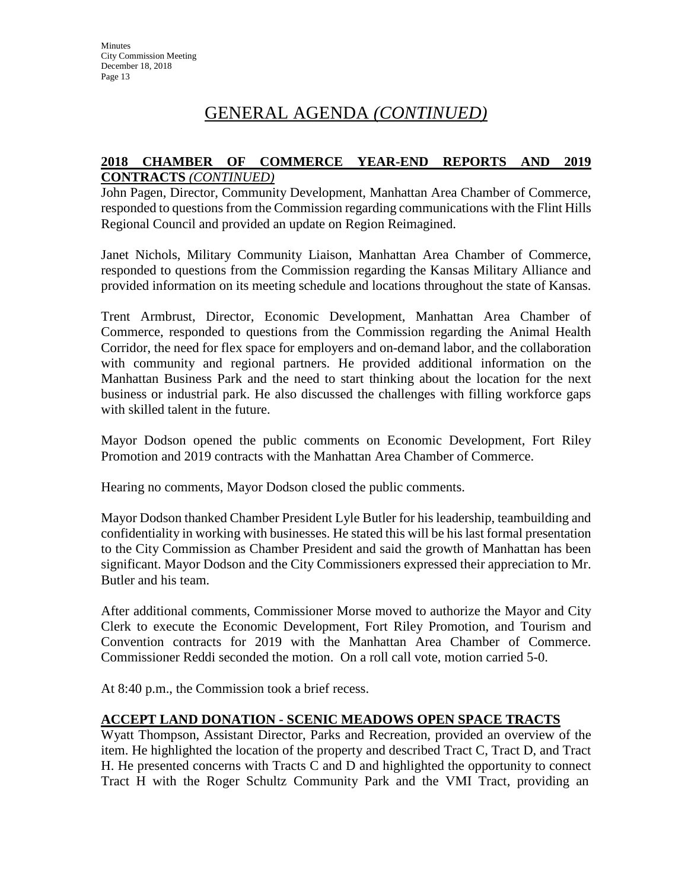# GENERAL AGENDA *(CONTINUED)*

**2018 CHAMBER OF COMMERCE YEAR-END REPORTS AND 2019 CONTRACTS** ***(CONTINUED)***

John Pagen, Director, Community Development, Manhattan Area Chamber of Commerce, responded to questions from the Commission regarding communications with the Flint Hills Regional Council and provided an update on Region Reimagined.

Janet Nichols, Military Community Liaison, Manhattan Area Chamber of Commerce, responded to questions from the Commission regarding the Kansas Military Alliance and provided information on its meeting schedule and locations throughout the state of Kansas.

Trent Armbrust, Director, Economic Development, Manhattan Area Chamber of Commerce, responded to questions from the Commission regarding the Animal Health Corridor, the need for flex space for employers and on-demand labor, and the collaboration with community and regional partners. He provided additional information on the Manhattan Business Park and the need to start thinking about the location for the next business or industrial park. He also discussed the challenges with filling workforce gaps with skilled talent in the future.

Mayor Dodson opened the public comments on Economic Development, Fort Riley Promotion and 2019 contracts with the Manhattan Area Chamber of Commerce.

Hearing no comments, Mayor Dodson closed the public comments.

Mayor Dodson thanked Chamber President Lyle Butler for his leadership, teambuilding and confidentiality in working with businesses. He stated this will be his last formal presentation to the City Commission as Chamber President and said the growth of Manhattan has been significant. Mayor Dodson and the City Commissioners expressed their appreciation to Mr. Butler and his team.

After additional comments, Commissioner Morse moved to authorize the Mayor and City Clerk to execute the Economic Development, Fort Riley Promotion, and Tourism and Convention contracts for 2019 with the Manhattan Area Chamber of Commerce. Commissioner Reddi seconded the motion. On a roll call vote, motion carried 5-0.

At 8:40 p.m., the Commission took a brief recess.

**ACCEPT LAND DONATION - SCENIC MEADOWS OPEN SPACE TRACTS**

Wyatt Thompson, Assistant Director, Parks and Recreation, provided an overview of the item. He highlighted the location of the property and described Tract C, Tract D, and Tract H. He presented concerns with Tracts C and D and highlighted the opportunity to connect Tract H with the Roger Schultz Community Park and the VMI Tract, providing an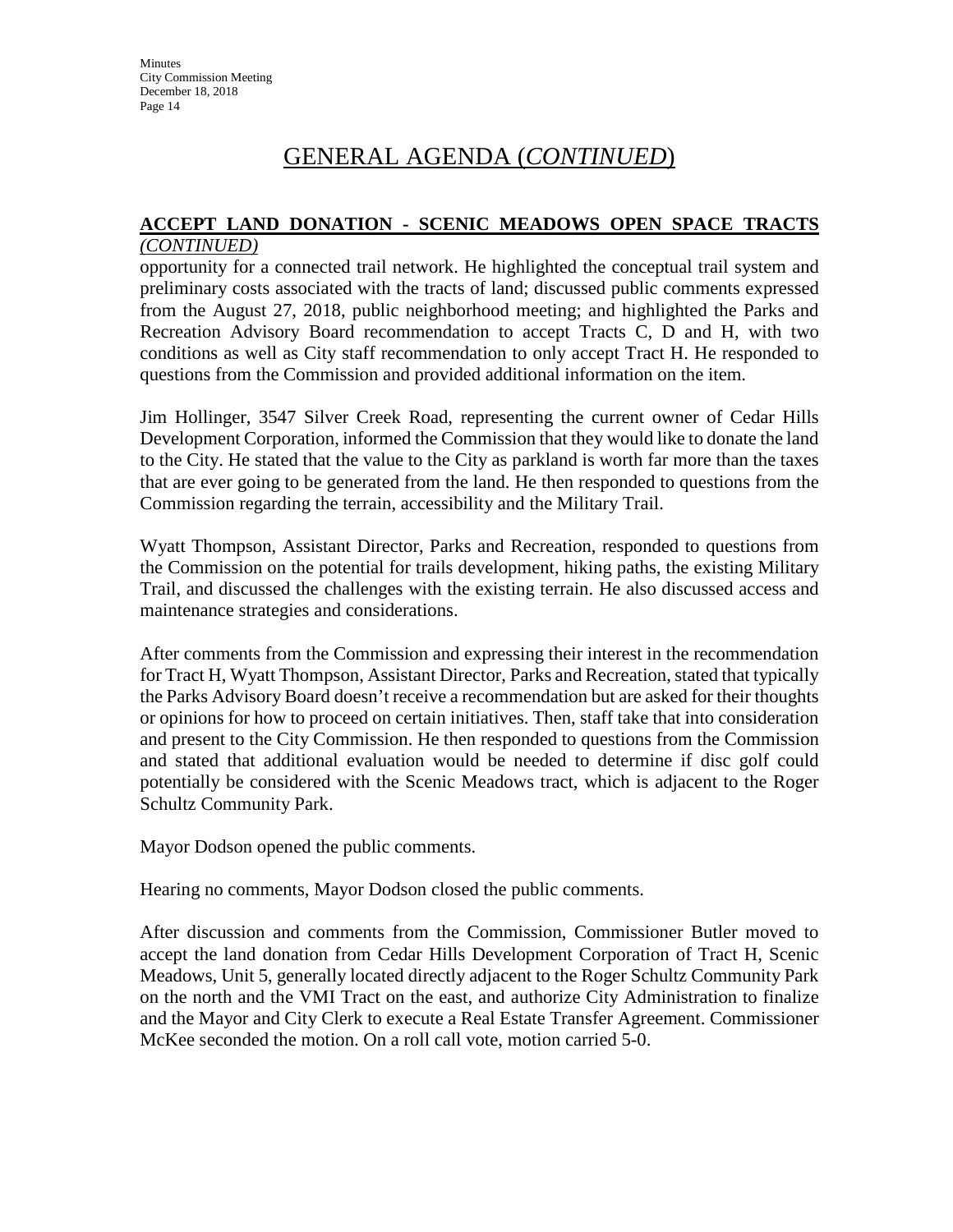# GENERAL AGENDA (*CONTINUED*)

**ACCEPT LAND DONATION - SCENIC MEADOWS OPEN SPACE TRACTS** *(CONTINUED)*

opportunity for a connected trail network. He highlighted the conceptual trail system and preliminary costs associated with the tracts of land; discussed public comments expressed from the August 27, 2018, public neighborhood meeting; and highlighted the Parks and Recreation Advisory Board recommendation to accept Tracts C, D and H, with two conditions as well as City staff recommendation to only accept Tract H. He responded to questions from the Commission and provided additional information on the item.

Jim Hollinger, 3547 Silver Creek Road, representing the current owner of Cedar Hills Development Corporation, informed the Commission that they would like to donate the land to the City. He stated that the value to the City as parkland is worth far more than the taxes that are ever going to be generated from the land. He then responded to questions from the Commission regarding the terrain, accessibility and the Military Trail.

Wyatt Thompson, Assistant Director, Parks and Recreation, responded to questions from the Commission on the potential for trails development, hiking paths, the existing Military Trail, and discussed the challenges with the existing terrain. He also discussed access and maintenance strategies and considerations.

After comments from the Commission and expressing their interest in the recommendation for Tract H, Wyatt Thompson, Assistant Director, Parks and Recreation, stated that typically the Parks Advisory Board doesn't receive a recommendation but are asked for their thoughts or opinions for how to proceed on certain initiatives. Then, staff take that into consideration and present to the City Commission. He then responded to questions from the Commission and stated that additional evaluation would be needed to determine if disc golf could potentially be considered with the Scenic Meadows tract, which is adjacent to the Roger Schultz Community Park.

Mayor Dodson opened the public comments.

Hearing no comments, Mayor Dodson closed the public comments.

After discussion and comments from the Commission, Commissioner Butler moved to accept the land donation from Cedar Hills Development Corporation of Tract H, Scenic Meadows, Unit 5, generally located directly adjacent to the Roger Schultz Community Park on the north and the VMI Tract on the east, and authorize City Administration to finalize and the Mayor and City Clerk to execute a Real Estate Transfer Agreement. Commissioner McKee seconded the motion. On a roll call vote, motion carried 5-0.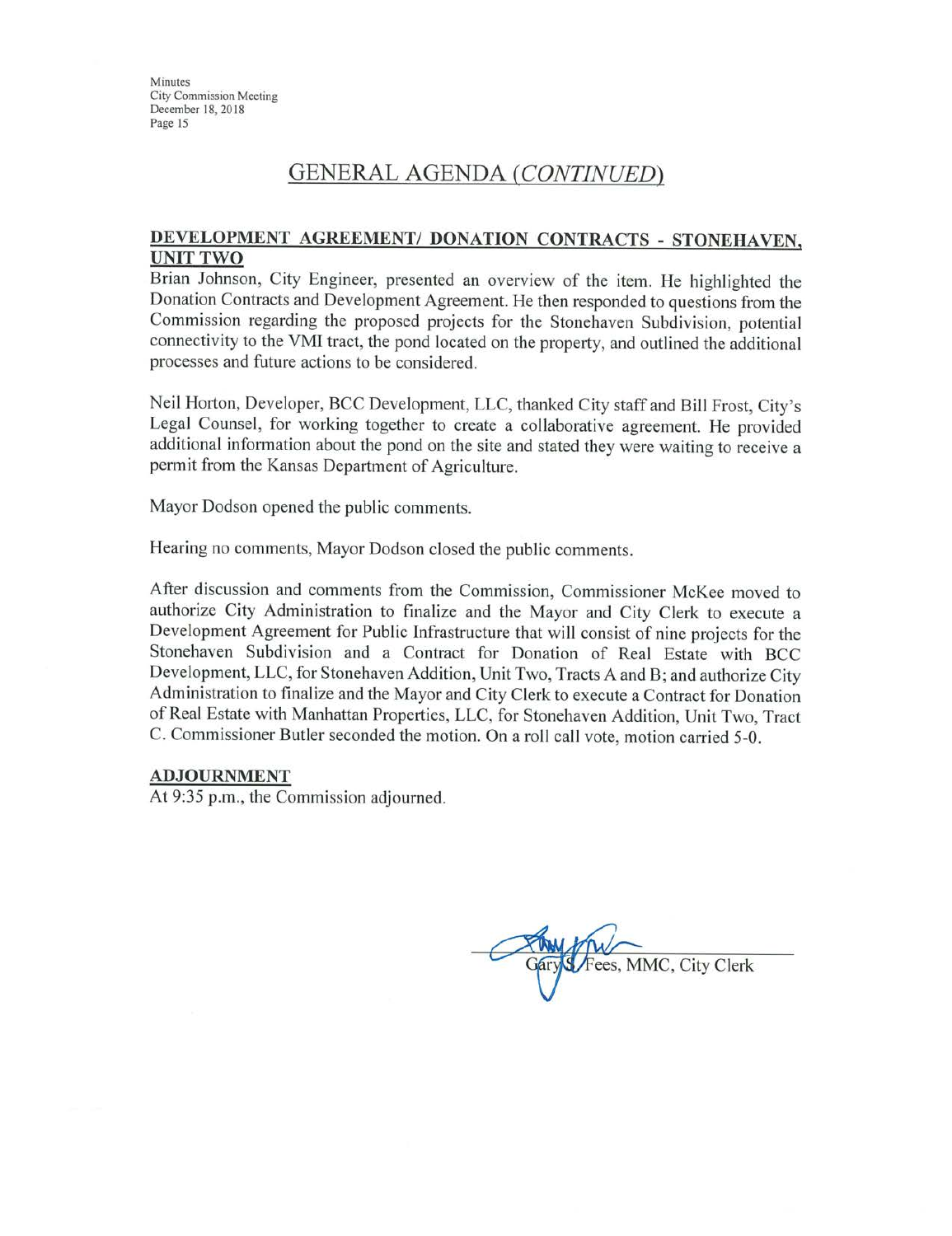## GENERAL AGENDA *(CONTINUED)*

**DEVELOPMENT AGREEMENT/ DONATION CONTRACTS - STONEHAVEN, UNIT TWO**

Brian Johnson, City Engineer, presented an overview of the item. He highlighted the Donation Contracts and Development Agreement. He then responded to questions from the Commission regarding the proposed projects for the Stonehaven Subdivision, potential connectivity to the VMI tract, the pond located on the property, and outlined the additional processes and future actions to be considered.

Neil Horton, Developer, BCC Development, LLC, thanked City staff and Bill Frost, City's Legal Counsel, for working together to create a collaborative agreement. He provided additional information about the pond on the site and stated they were waiting to receive a permit from the Kansas Department of Agriculture.

Mayor Dodson opened the public comments.

Hearing no comments, Mayor Dodson closed the public comments.

After discussion and comments from the Commission, Commissioner McKee moved to authorize City Administration to finalize and the Mayor and City Clerk to execute a Development Agreement for Public Infrastructure that will consist of nine projects for the Stonehaven Subdivision and a Contract for Donation of Real Estate with BCC Development, LLC, for Stonehaven Addition, Unit Two, Tracts A and B; and authorize City Administration to finalize and the Mayor and City Clerk to execute a Contract for Donation of Real Estate with Manhattan Properties, LLC, for Stonehaven Addition, Unit Two, Tract C. Commissioner Butler seconded the motion. On a roll call vote, motion carried 5-0.

**ADJOURNMENT**

At 9:35 p.m., the Commission adjourned.

Gary S. Fees, MMC, City Clerk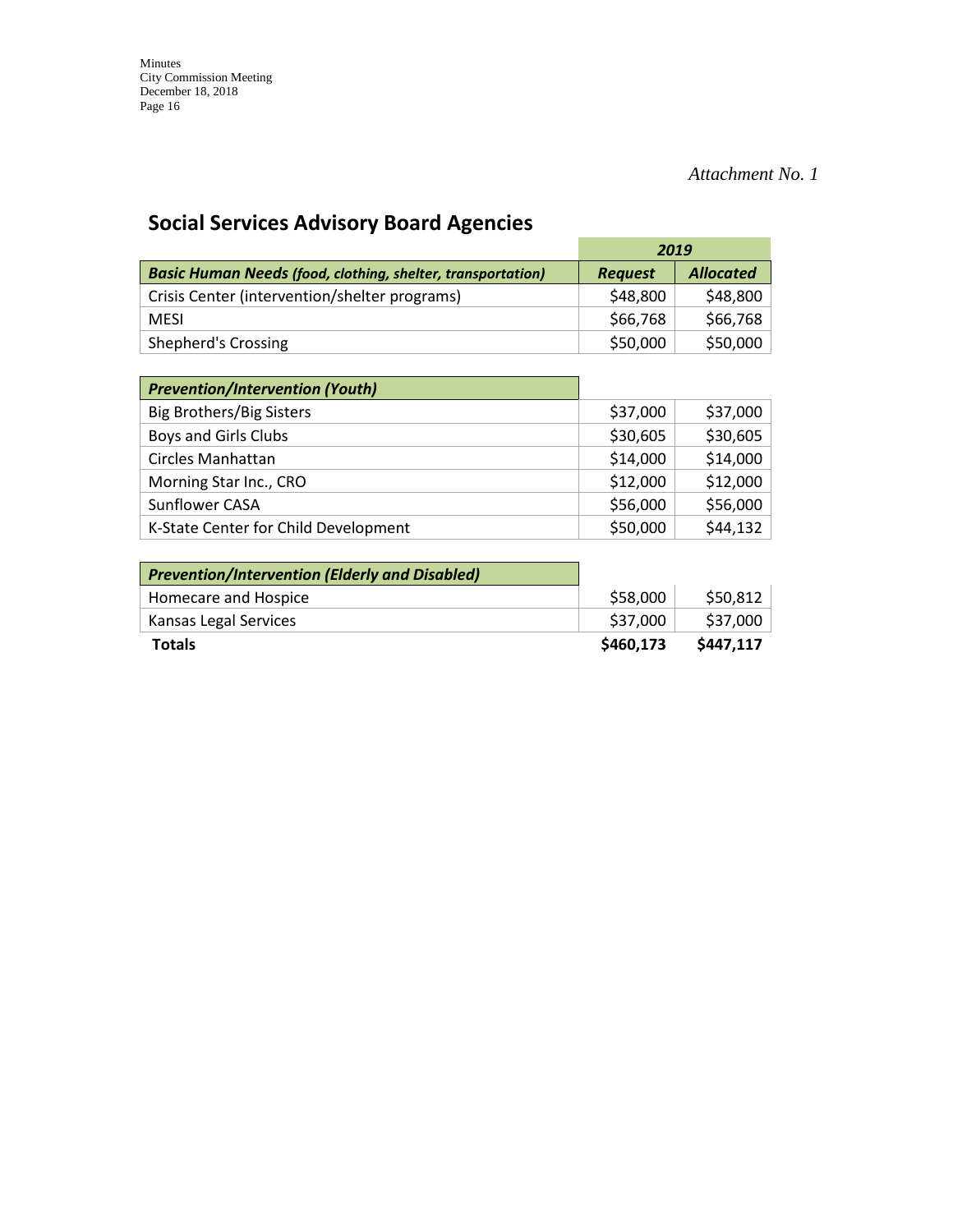*Attachment No. 1*

## Social Services Advisory Board Agencies

| | 2019 | |
|---|---|---|
| ***Basic Human Needs (food, clothing, shelter, transportation)*** | ***Request*** | ***Allocated*** |
| Crisis Center (intervention/shelter programs) | $48,800 | $48,800 |
| MESI | $66,768 | $66,768 |
| Shepherd's Crossing | $50,000 | $50,000 |
| ***Prevention/Intervention (Youth)*** | | |
| Big Brothers/Big Sisters | $37,000 | $37,000 |
| Boys and Girls Clubs | $30,605 | $30,605 |
| Circles Manhattan | $14,000 | $14,000 |
| Morning Star Inc., CRO | $12,000 | $12,000 |
| Sunflower CASA | $56,000 | $56,000 |
| K-State Center for Child Development | $50,000 | $44,132 |
| ***Prevention/Intervention (Elderly and Disabled)*** | | |
| Homecare and Hospice | $58,000 | $50,812 |
| Kansas Legal Services | $37,000 | $37,000 |
| **Totals** | **$460,173** | **$447,117** |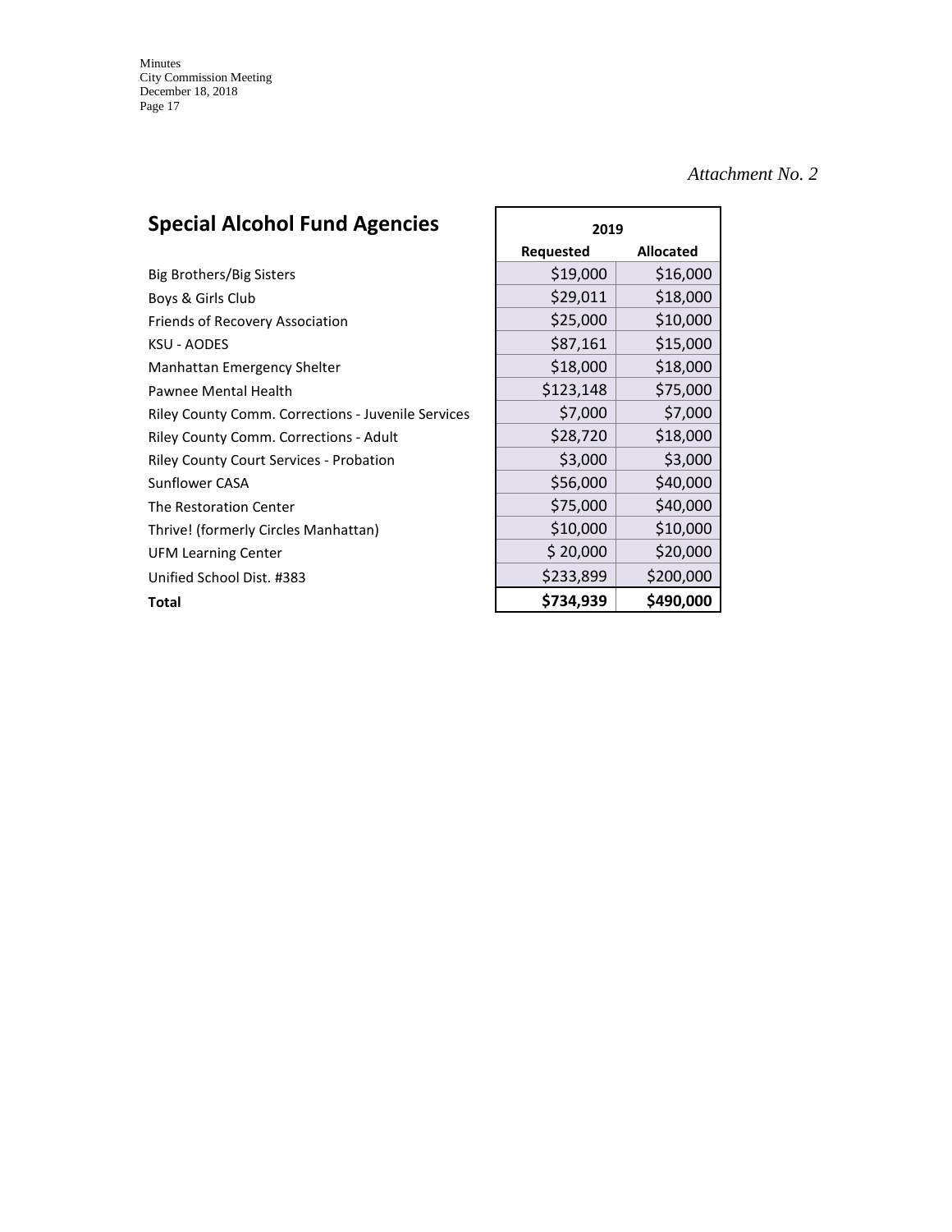*Attachment No. 2*

## Special Alcohol Fund Agencies

| | 2019 | |
|---|---|---|
| | **Requested** | **Allocated** |
| Big Brothers/Big Sisters | $19,000 | $16,000 |
| Boys & Girls Club | $29,011 | $18,000 |
| Friends of Recovery Association | $25,000 | $10,000 |
| KSU - AODES | $87,161 | $15,000 |
| Manhattan Emergency Shelter | $18,000 | $18,000 |
| Pawnee Mental Health | $123,148 | $75,000 |
| Riley County Comm. Corrections - Juvenile Services | $7,000 | $7,000 |
| Riley County Comm. Corrections - Adult | $28,720 | $18,000 |
| Riley County Court Services - Probation | $3,000 | $3,000 |
| Sunflower CASA | $56,000 | $40,000 |
| The Restoration Center | $75,000 | $40,000 |
| Thrive! (formerly Circles Manhattan) | $10,000 | $10,000 |
| UFM Learning Center | $ 20,000 | $20,000 |
| Unified School Dist. #383 | $233,899 | $200,000 |
| **Total** | **$734,939** | **$490,000** |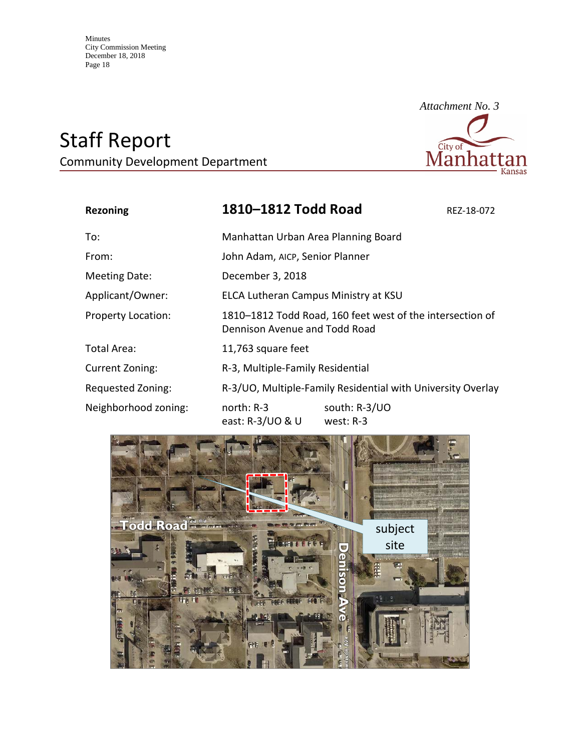*Attachment No. 3*

# Staff Report

Community Development Department

| **Rezoning** | **1810–1812 Todd Road** | REZ-18-072 |
|---|---|---|
| To: | Manhattan Urban Area Planning Board | |
| From: | John Adam, AICP, Senior Planner | |
| Meeting Date: | December 3, 2018 | |
| Applicant/Owner: | ELCA Lutheran Campus Ministry at KSU | |
| Property Location: | 1810–1812 Todd Road, 160 feet west of the intersection of Dennison Avenue and Todd Road | |
| Total Area: | 11,763 square feet | |
| Current Zoning: | R-3, Multiple-Family Residential | |
| Requested Zoning: | R-3/UO, Multiple-Family Residential with University Overlay | |
| Neighborhood zoning: | north: R-3<br>east: R-3/UO & U | south: R-3/UO<br>west: R-3 |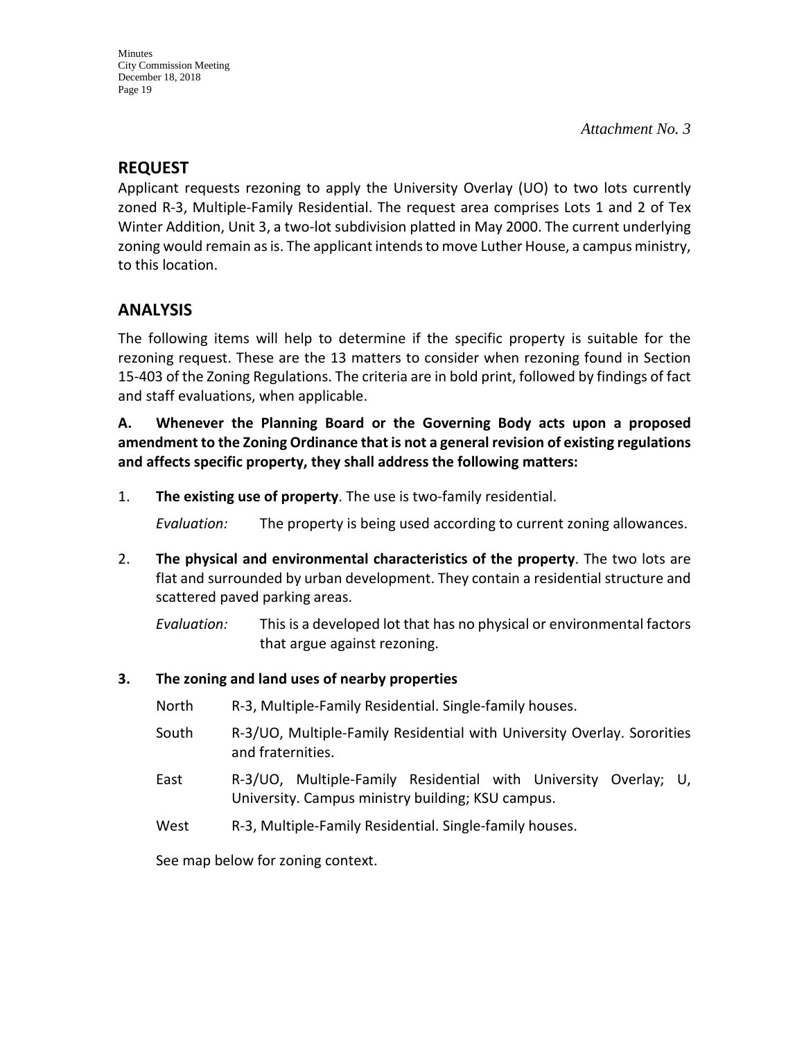*Attachment No. 3*

## REQUEST

Applicant requests rezoning to apply the University Overlay (UO) to two lots currently zoned R-3, Multiple-Family Residential. The request area comprises Lots 1 and 2 of Tex Winter Addition, Unit 3, a two-lot subdivision platted in May 2000. The current underlying zoning would remain as is. The applicant intends to move Luther House, a campus ministry, to this location.

## ANALYSIS

The following items will help to determine if the specific property is suitable for the rezoning request. These are the 13 matters to consider when rezoning found in Section 15-403 of the Zoning Regulations. The criteria are in bold print, followed by findings of fact and staff evaluations, when applicable.

**A. Whenever the Planning Board or the Governing Body acts upon a proposed amendment to the Zoning Ordinance that is not a general revision of existing regulations and affects specific property, they shall address the following matters:**

1. **The existing use of property**. The use is two-family residential.

   *Evaluation:* The property is being used according to current zoning allowances.

2. **The physical and environmental characteristics of the property**. The two lots are flat and surrounded by urban development. They contain a residential structure and scattered paved parking areas.

   *Evaluation:* This is a developed lot that has no physical or environmental factors that argue against rezoning.

3. **The zoning and land uses of nearby properties**

   North R-3, Multiple-Family Residential. Single-family houses.

   South R-3/UO, Multiple-Family Residential with University Overlay. Sororities and fraternities.

   East R-3/UO, Multiple-Family Residential with University Overlay; U, University. Campus ministry building; KSU campus.

   West R-3, Multiple-Family Residential. Single-family houses.

   See map below for zoning context.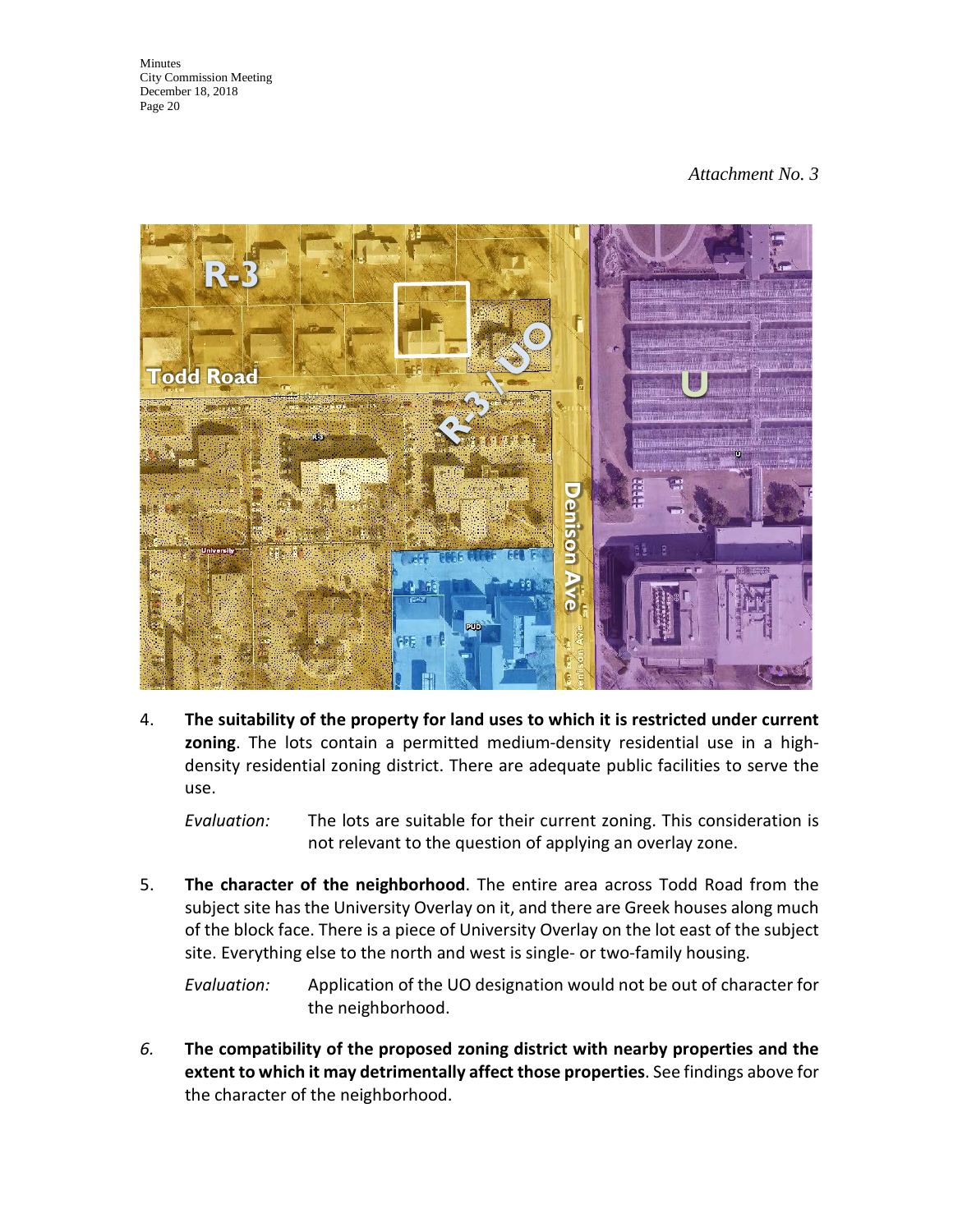*Attachment No. 3*

4. **The suitability of the property for land uses to which it is restricted under current zoning**. The lots contain a permitted medium-density residential use in a high-density residential zoning district. There are adequate public facilities to serve the use.

   *Evaluation:* The lots are suitable for their current zoning. This consideration is not relevant to the question of applying an overlay zone.

5. **The character of the neighborhood**. The entire area across Todd Road from the subject site has the University Overlay on it, and there are Greek houses along much of the block face. There is a piece of University Overlay on the lot east of the subject site. Everything else to the north and west is single- or two-family housing.

   *Evaluation:* Application of the UO designation would not be out of character for the neighborhood.

6. **The compatibility of the proposed zoning district with nearby properties and the extent to which it may detrimentally affect those properties**. See findings above for the character of the neighborhood.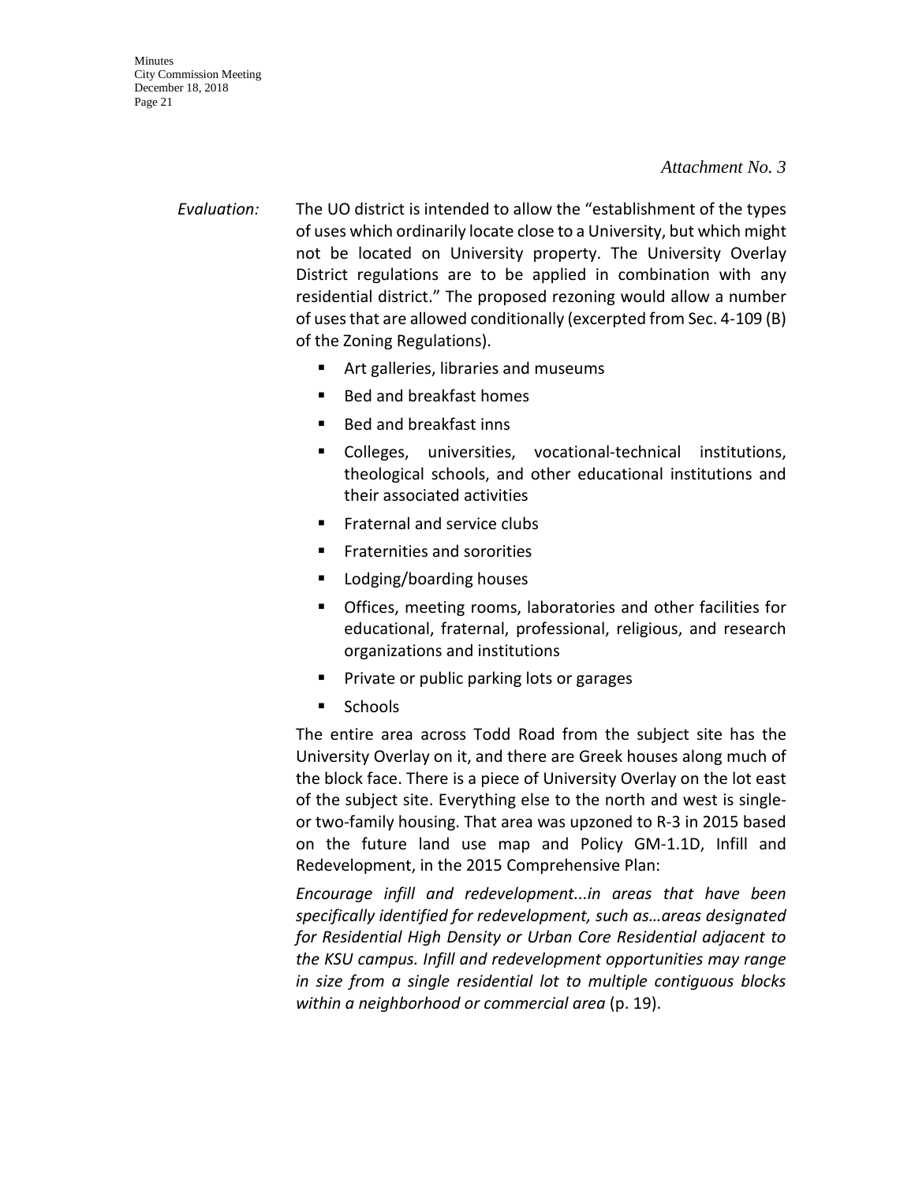*Attachment No. 3*

*Evaluation:* The UO district is intended to allow the "establishment of the types of uses which ordinarily locate close to a University, but which might not be located on University property. The University Overlay District regulations are to be applied in combination with any residential district." The proposed rezoning would allow a number of uses that are allowed conditionally (excerpted from Sec. 4-109 (B) of the Zoning Regulations).

- Art galleries, libraries and museums
- Bed and breakfast homes
- Bed and breakfast inns
- Colleges, universities, vocational-technical institutions, theological schools, and other educational institutions and their associated activities
- Fraternal and service clubs
- Fraternities and sororities
- Lodging/boarding houses
- Offices, meeting rooms, laboratories and other facilities for educational, fraternal, professional, religious, and research organizations and institutions
- Private or public parking lots or garages
- Schools

The entire area across Todd Road from the subject site has the University Overlay on it, and there are Greek houses along much of the block face. There is a piece of University Overlay on the lot east of the subject site. Everything else to the north and west is single- or two-family housing. That area was upzoned to R-3 in 2015 based on the future land use map and Policy GM-1.1D, Infill and Redevelopment, in the 2015 Comprehensive Plan:

*Encourage infill and redevelopment...in areas that have been specifically identified for redevelopment, such as…areas designated for Residential High Density or Urban Core Residential adjacent to the KSU campus. Infill and redevelopment opportunities may range in size from a single residential lot to multiple contiguous blocks within a neighborhood or commercial area* (p. 19).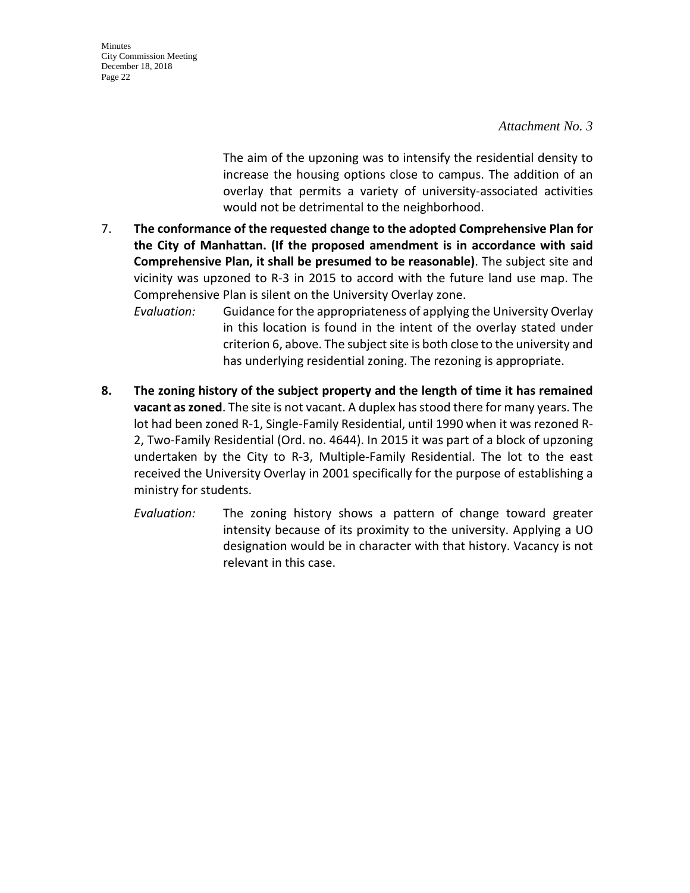*Attachment No. 3*

The aim of the upzoning was to intensify the residential density to increase the housing options close to campus. The addition of an overlay that permits a variety of university-associated activities would not be detrimental to the neighborhood.

7. **The conformance of the requested change to the adopted Comprehensive Plan for the City of Manhattan. (If the proposed amendment is in accordance with said Comprehensive Plan, it shall be presumed to be reasonable)**. The subject site and vicinity was upzoned to R-3 in 2015 to accord with the future land use map. The Comprehensive Plan is silent on the University Overlay zone.

   *Evaluation:* Guidance for the appropriateness of applying the University Overlay in this location is found in the intent of the overlay stated under criterion 6, above. The subject site is both close to the university and has underlying residential zoning. The rezoning is appropriate.

8. **The zoning history of the subject property and the length of time it has remained vacant as zoned**. The site is not vacant. A duplex has stood there for many years. The lot had been zoned R-1, Single-Family Residential, until 1990 when it was rezoned R-2, Two-Family Residential (Ord. no. 4644). In 2015 it was part of a block of upzoning undertaken by the City to R-3, Multiple-Family Residential. The lot to the east received the University Overlay in 2001 specifically for the purpose of establishing a ministry for students.

   *Evaluation:* The zoning history shows a pattern of change toward greater intensity because of its proximity to the university. Applying a UO designation would be in character with that history. Vacancy is not relevant in this case.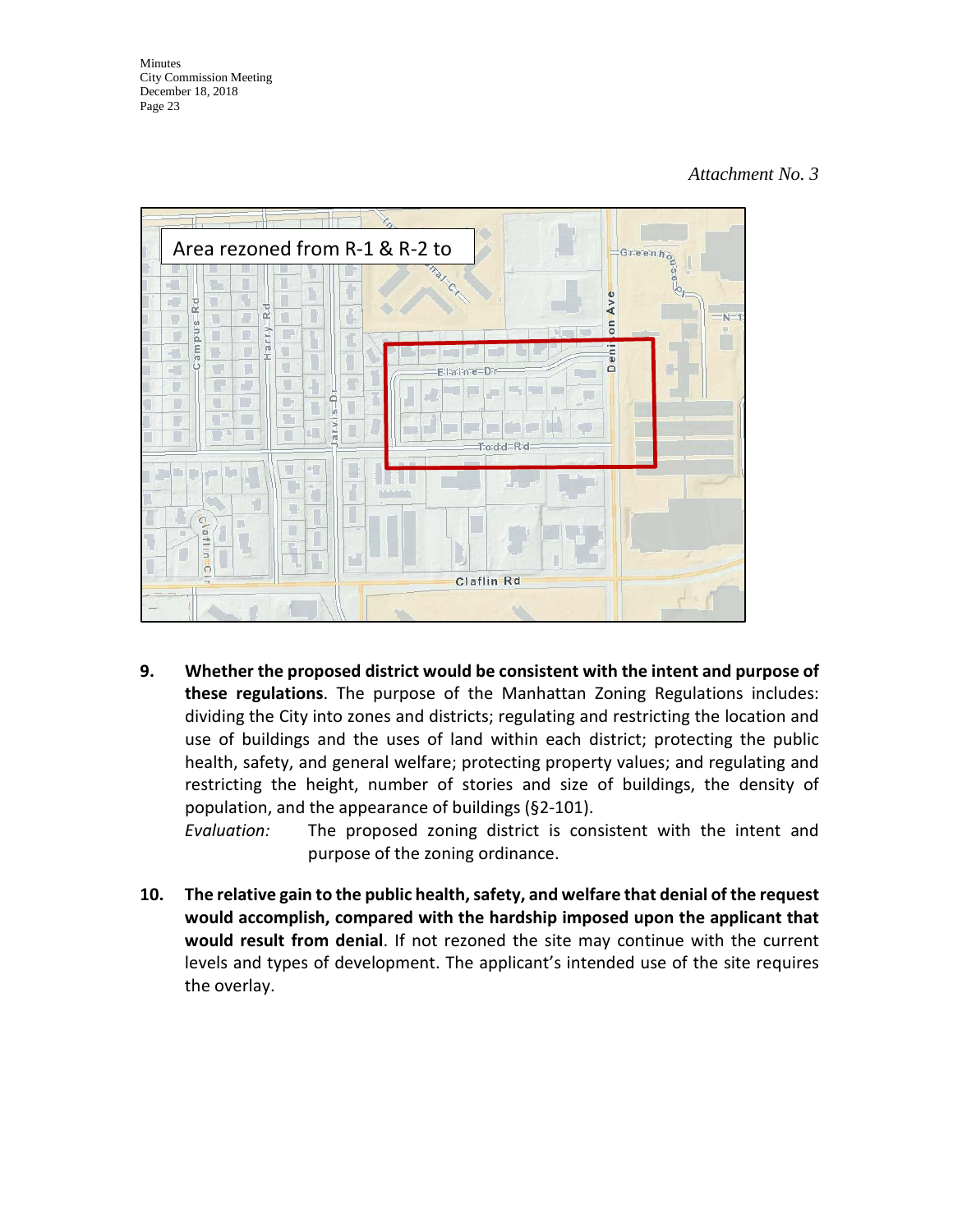*Attachment No. 3*

Area rezoned from R-1 & R-2 to

9. **Whether the proposed district would be consistent with the intent and purpose of these regulations**. The purpose of the Manhattan Zoning Regulations includes: dividing the City into zones and districts; regulating and restricting the location and use of buildings and the uses of land within each district; protecting the public health, safety, and general welfare; protecting property values; and regulating and restricting the height, number of stories and size of buildings, the density of population, and the appearance of buildings (§2-101).

   *Evaluation:* The proposed zoning district is consistent with the intent and purpose of the zoning ordinance.

10. **The relative gain to the public health, safety, and welfare that denial of the request would accomplish, compared with the hardship imposed upon the applicant that would result from denial**. If not rezoned the site may continue with the current levels and types of development. The applicant's intended use of the site requires the overlay.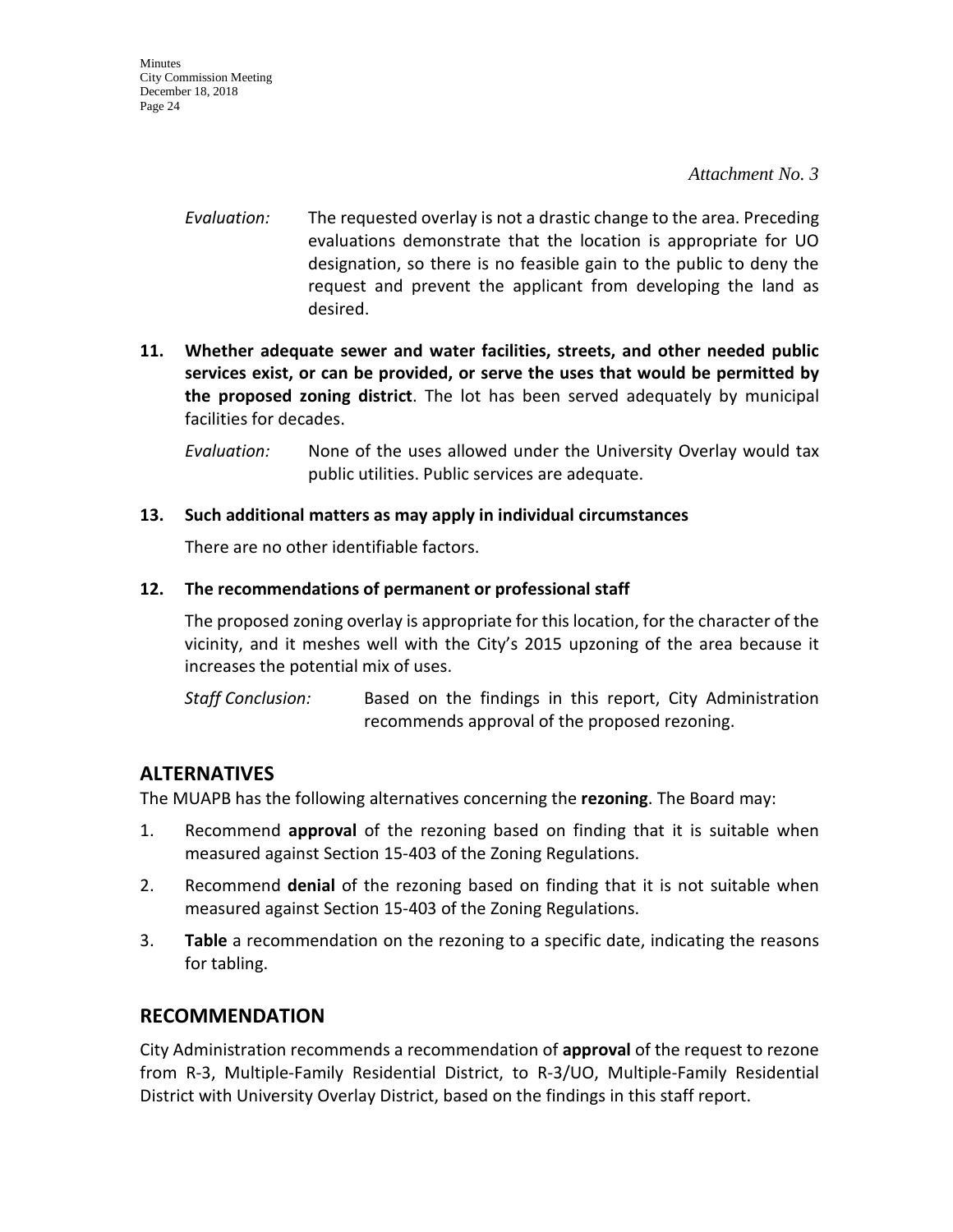*Attachment No. 3*

*Evaluation:* The requested overlay is not a drastic change to the area. Preceding evaluations demonstrate that the location is appropriate for UO designation, so there is no feasible gain to the public to deny the request and prevent the applicant from developing the land as desired.

**11. Whether adequate sewer and water facilities, streets, and other needed public services exist, or can be provided, or serve the uses that would be permitted by the proposed zoning district**. The lot has been served adequately by municipal facilities for decades.

*Evaluation:* None of the uses allowed under the University Overlay would tax public utilities. Public services are adequate.

**13. Such additional matters as may apply in individual circumstances**

There are no other identifiable factors.

**12. The recommendations of permanent or professional staff**

The proposed zoning overlay is appropriate for this location, for the character of the vicinity, and it meshes well with the City's 2015 upzoning of the area because it increases the potential mix of uses.

*Staff Conclusion:* Based on the findings in this report, City Administration recommends approval of the proposed rezoning.

## ALTERNATIVES

The MUAPB has the following alternatives concerning the **rezoning**. The Board may:

1. Recommend **approval** of the rezoning based on finding that it is suitable when measured against Section 15-403 of the Zoning Regulations.
2. Recommend **denial** of the rezoning based on finding that it is not suitable when measured against Section 15-403 of the Zoning Regulations.
3. **Table** a recommendation on the rezoning to a specific date, indicating the reasons for tabling.

## RECOMMENDATION

City Administration recommends a recommendation of **approval** of the request to rezone from R-3, Multiple-Family Residential District, to R-3/UO, Multiple-Family Residential District with University Overlay District, based on the findings in this staff report.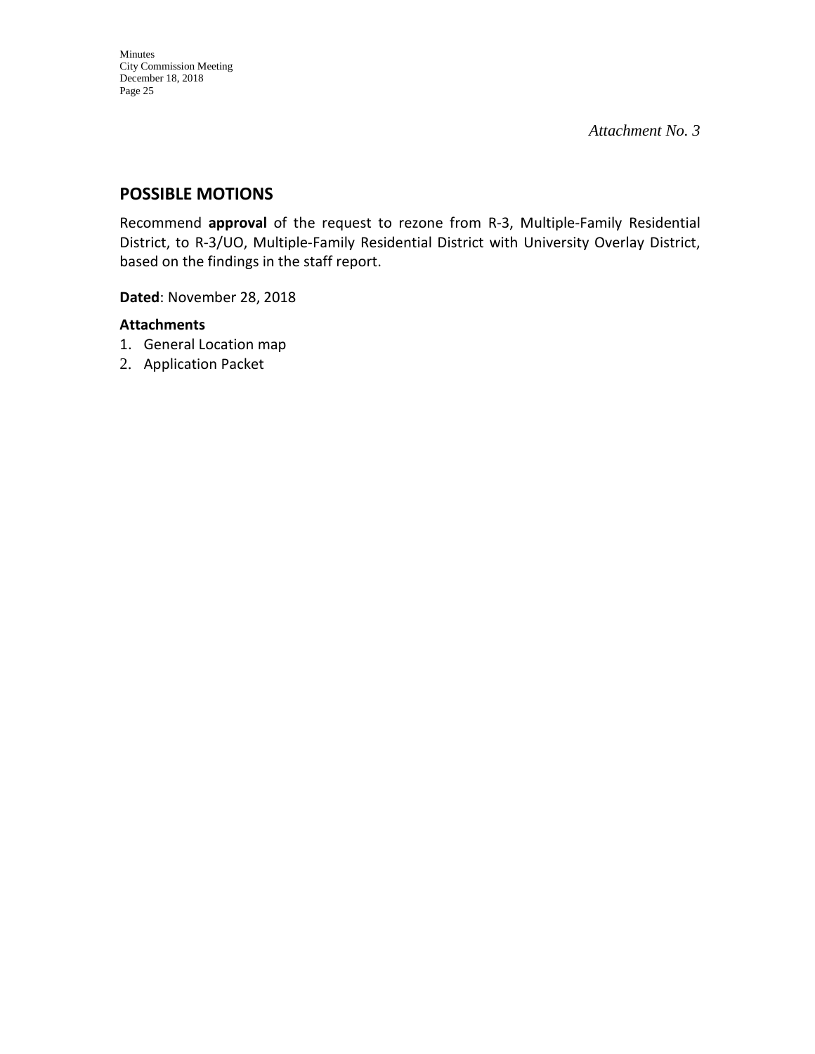*Attachment No. 3*

## POSSIBLE MOTIONS

Recommend **approval** of the request to rezone from R-3, Multiple-Family Residential District, to R-3/UO, Multiple-Family Residential District with University Overlay District, based on the findings in the staff report.

**Dated**: November 28, 2018

**Attachments**

1. General Location map
2. Application Packet